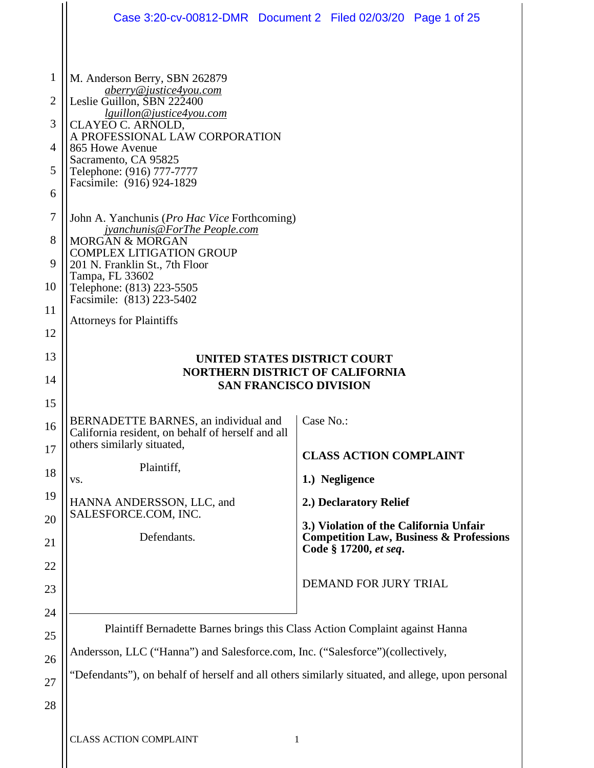M. Anderson Berry, SBN 262879
*aberry@justice4you.com*
Leslie Guillon, SBN 222400
*lguillon@justice4you.com*
CLAYEO C. ARNOLD,
A PROFESSIONAL LAW CORPORATION
865 Howe Avenue
Sacramento, CA 95825
Telephone: (916) 777-7777
Facsimile: (916) 924-1829

John A. Yanchunis (*Pro Hac Vice* Forthcoming)
*jyanchunis@ForThe People.com*
MORGAN & MORGAN
COMPLEX LITIGATION GROUP
201 N. Franklin St., 7th Floor
Tampa, FL 33602
Telephone: (813) 223-5505
Facsimile: (813) 223-5402

Attorneys for Plaintiffs

**UNITED STATES DISTRICT COURT**
**NORTHERN DISTRICT OF CALIFORNIA**
**SAN FRANCISCO DIVISION**

BERNADETTE BARNES, an individual and California resident, on behalf of herself and all others similarly situated,

Plaintiff,

vs.

HANNA ANDERSSON, LLC, and SALESFORCE.COM, INC.

Defendants.

Case No.:

**CLASS ACTION COMPLAINT**

**1.) Negligence**

**2.) Declaratory Relief**

**3.) Violation of the California Unfair Competition Law, Business & Professions Code § 17200, *et seq*.**

DEMAND FOR JURY TRIAL

Plaintiff Bernadette Barnes brings this Class Action Complaint against Hanna Andersson, LLC ("Hanna") and Salesforce.com, Inc. ("Salesforce")(collectively, "Defendants"), on behalf of herself and all others similarly situated, and allege, upon personal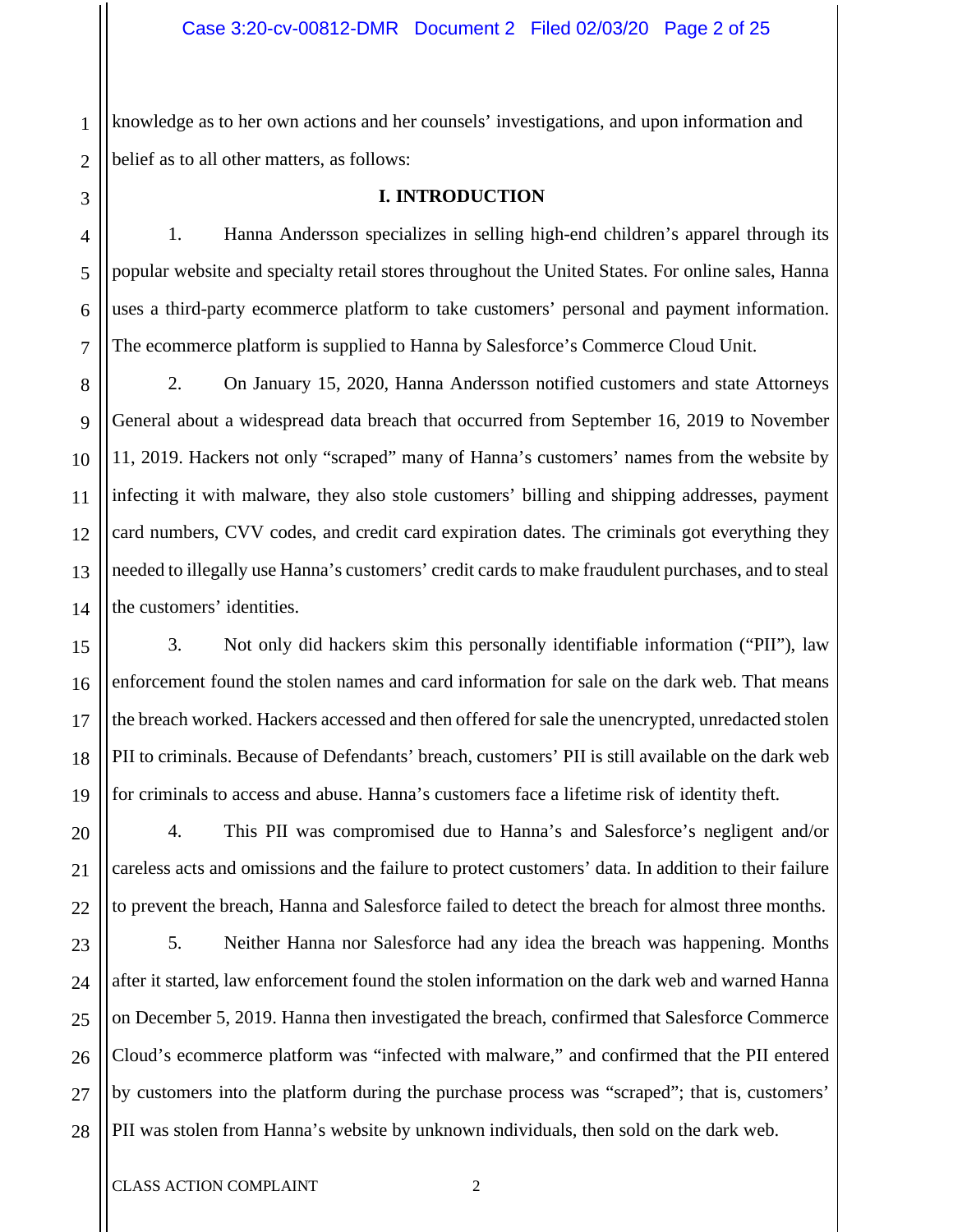knowledge as to her own actions and her counsels' investigations, and upon information and belief as to all other matters, as follows:

## I. INTRODUCTION

1. Hanna Andersson specializes in selling high-end children's apparel through its popular website and specialty retail stores throughout the United States. For online sales, Hanna uses a third-party ecommerce platform to take customers' personal and payment information. The ecommerce platform is supplied to Hanna by Salesforce's Commerce Cloud Unit.

2. On January 15, 2020, Hanna Andersson notified customers and state Attorneys General about a widespread data breach that occurred from September 16, 2019 to November 11, 2019. Hackers not only "scraped" many of Hanna's customers' names from the website by infecting it with malware, they also stole customers' billing and shipping addresses, payment card numbers, CVV codes, and credit card expiration dates. The criminals got everything they needed to illegally use Hanna's customers' credit cards to make fraudulent purchases, and to steal the customers' identities.

3. Not only did hackers skim this personally identifiable information ("PII"), law enforcement found the stolen names and card information for sale on the dark web. That means the breach worked. Hackers accessed and then offered for sale the unencrypted, unredacted stolen PII to criminals. Because of Defendants' breach, customers' PII is still available on the dark web for criminals to access and abuse. Hanna's customers face a lifetime risk of identity theft.

4. This PII was compromised due to Hanna's and Salesforce's negligent and/or careless acts and omissions and the failure to protect customers' data. In addition to their failure to prevent the breach, Hanna and Salesforce failed to detect the breach for almost three months.

5. Neither Hanna nor Salesforce had any idea the breach was happening. Months after it started, law enforcement found the stolen information on the dark web and warned Hanna on December 5, 2019. Hanna then investigated the breach, confirmed that Salesforce Commerce Cloud's ecommerce platform was "infected with malware," and confirmed that the PII entered by customers into the platform during the purchase process was "scraped"; that is, customers' PII was stolen from Hanna's website by unknown individuals, then sold on the dark web.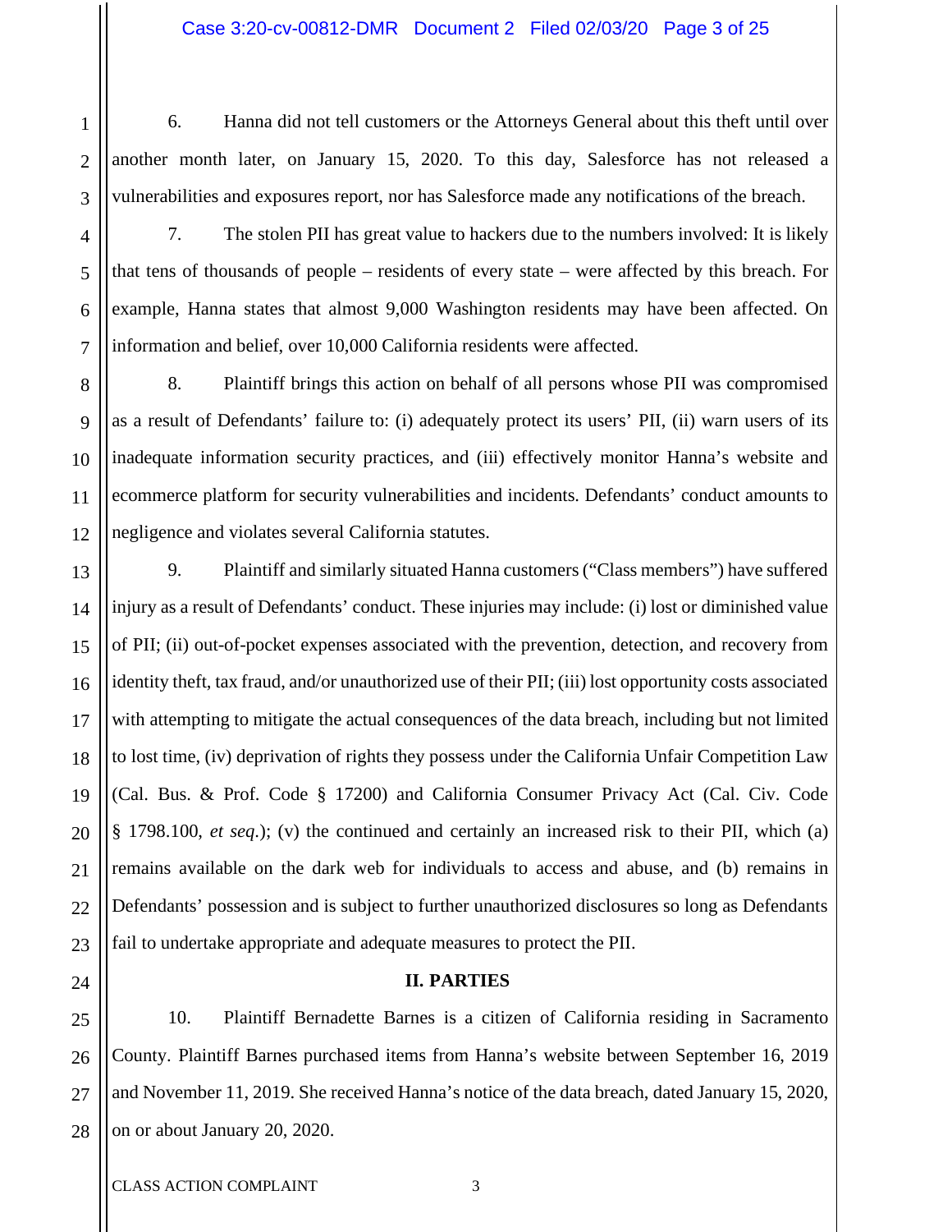6. Hanna did not tell customers or the Attorneys General about this theft until over another month later, on January 15, 2020. To this day, Salesforce has not released a vulnerabilities and exposures report, nor has Salesforce made any notifications of the breach.

7. The stolen PII has great value to hackers due to the numbers involved: It is likely that tens of thousands of people – residents of every state – were affected by this breach. For example, Hanna states that almost 9,000 Washington residents may have been affected. On information and belief, over 10,000 California residents were affected.

8. Plaintiff brings this action on behalf of all persons whose PII was compromised as a result of Defendants' failure to: (i) adequately protect its users' PII, (ii) warn users of its inadequate information security practices, and (iii) effectively monitor Hanna's website and ecommerce platform for security vulnerabilities and incidents. Defendants' conduct amounts to negligence and violates several California statutes.

9. Plaintiff and similarly situated Hanna customers ("Class members") have suffered injury as a result of Defendants' conduct. These injuries may include: (i) lost or diminished value of PII; (ii) out-of-pocket expenses associated with the prevention, detection, and recovery from identity theft, tax fraud, and/or unauthorized use of their PII; (iii) lost opportunity costs associated with attempting to mitigate the actual consequences of the data breach, including but not limited to lost time, (iv) deprivation of rights they possess under the California Unfair Competition Law (Cal. Bus. & Prof. Code § 17200) and California Consumer Privacy Act (Cal. Civ. Code § 1798.100, *et seq.*); (v) the continued and certainly an increased risk to their PII, which (a) remains available on the dark web for individuals to access and abuse, and (b) remains in Defendants' possession and is subject to further unauthorized disclosures so long as Defendants fail to undertake appropriate and adequate measures to protect the PII.

## II. PARTIES

10. Plaintiff Bernadette Barnes is a citizen of California residing in Sacramento County. Plaintiff Barnes purchased items from Hanna's website between September 16, 2019 and November 11, 2019. She received Hanna's notice of the data breach, dated January 15, 2020, on or about January 20, 2020.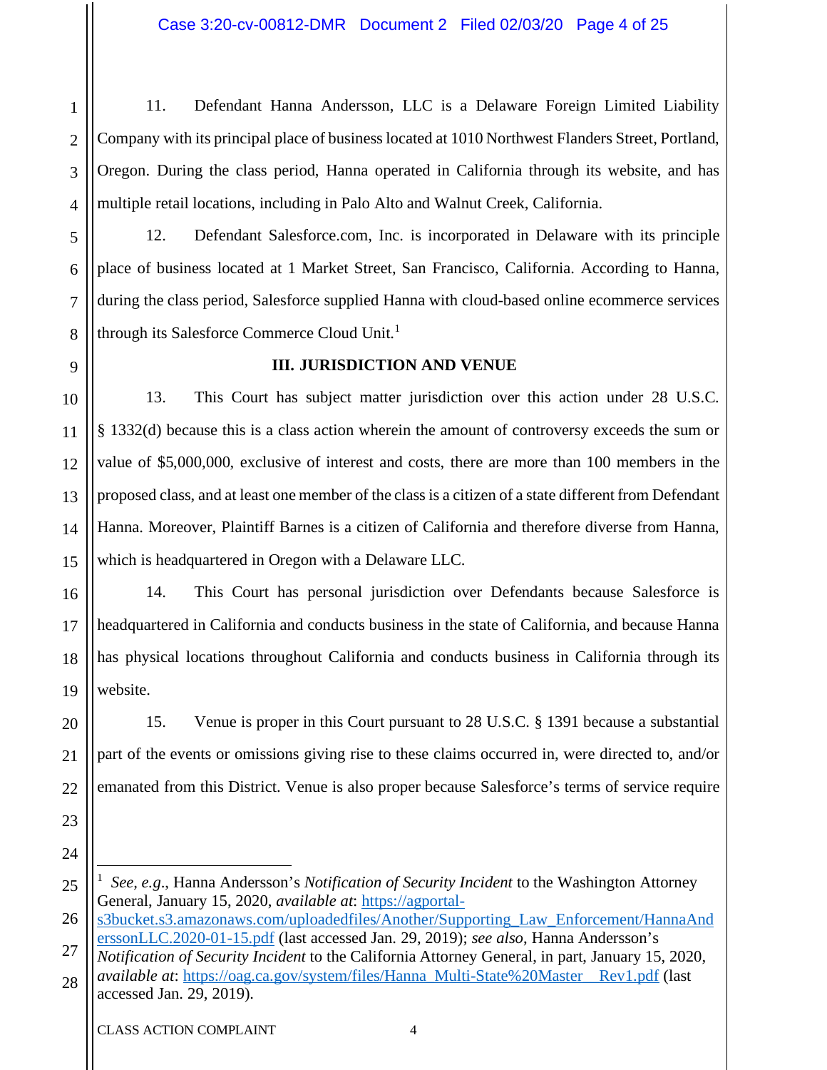11. Defendant Hanna Andersson, LLC is a Delaware Foreign Limited Liability Company with its principal place of business located at 1010 Northwest Flanders Street, Portland, Oregon. During the class period, Hanna operated in California through its website, and has multiple retail locations, including in Palo Alto and Walnut Creek, California.

12. Defendant Salesforce.com, Inc. is incorporated in Delaware with its principle place of business located at 1 Market Street, San Francisco, California. According to Hanna, during the class period, Salesforce supplied Hanna with cloud-based online ecommerce services through its Salesforce Commerce Cloud Unit.[1]

### III. JURISDICTION AND VENUE

13. This Court has subject matter jurisdiction over this action under 28 U.S.C. § 1332(d) because this is a class action wherein the amount of controversy exceeds the sum or value of $5,000,000, exclusive of interest and costs, there are more than 100 members in the proposed class, and at least one member of the class is a citizen of a state different from Defendant Hanna. Moreover, Plaintiff Barnes is a citizen of California and therefore diverse from Hanna, which is headquartered in Oregon with a Delaware LLC.

14. This Court has personal jurisdiction over Defendants because Salesforce is headquartered in California and conducts business in the state of California, and because Hanna has physical locations throughout California and conducts business in California through its website.

15. Venue is proper in this Court pursuant to 28 U.S.C. § 1391 because a substantial part of the events or omissions giving rise to these claims occurred in, were directed to, and/or emanated from this District. Venue is also proper because Salesforce's terms of service require

---

[1] *See, e.g.*, Hanna Andersson's *Notification of Security Incident* to the Washington Attorney General, January 15, 2020, *available at*: https://agportal-s3bucket.s3.amazonaws.com/uploadedfiles/Another/Supporting_Law_Enforcement/HannaAnderssonLLC.2020-01-15.pdf (last accessed Jan. 29, 2019); *see also*, Hanna Andersson's *Notification of Security Incident* to the California Attorney General, in part, January 15, 2020, *available at*: https://oag.ca.gov/system/files/Hanna_Multi-State%20Master__Rev1.pdf (last accessed Jan. 29, 2019).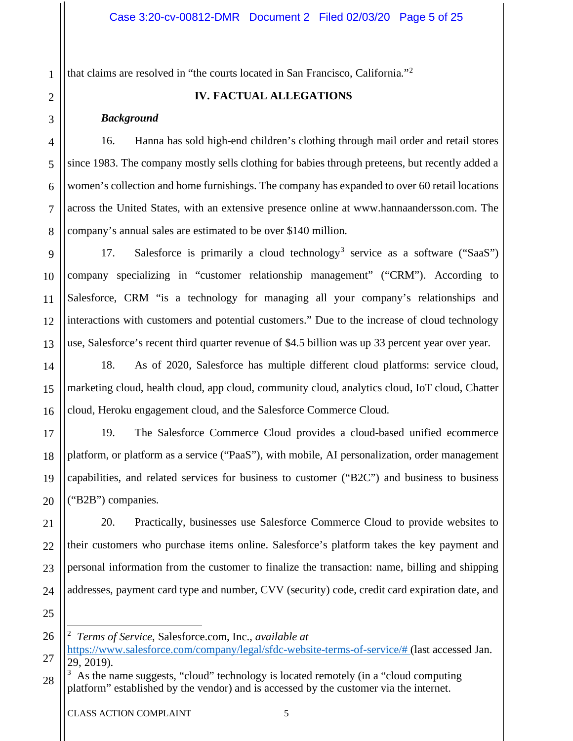that claims are resolved in "the courts located in San Francisco, California."[2]

## IV. FACTUAL ALLEGATIONS

***Background***

16. Hanna has sold high-end children's clothing through mail order and retail stores since 1983. The company mostly sells clothing for babies through preteens, but recently added a women's collection and home furnishings. The company has expanded to over 60 retail locations across the United States, with an extensive presence online at www.hannaandersson.com. The company's annual sales are estimated to be over $140 million.

17. Salesforce is primarily a cloud technology[3] service as a software ("SaaS") company specializing in "customer relationship management" ("CRM"). According to Salesforce, CRM "is a technology for managing all your company's relationships and interactions with customers and potential customers." Due to the increase of cloud technology use, Salesforce's recent third quarter revenue of $4.5 billion was up 33 percent year over year.

18. As of 2020, Salesforce has multiple different cloud platforms: service cloud, marketing cloud, health cloud, app cloud, community cloud, analytics cloud, IoT cloud, Chatter cloud, Heroku engagement cloud, and the Salesforce Commerce Cloud.

19. The Salesforce Commerce Cloud provides a cloud-based unified ecommerce platform, or platform as a service ("PaaS"), with mobile, AI personalization, order management capabilities, and related services for business to customer ("B2C") and business to business ("B2B") companies.

20. Practically, businesses use Salesforce Commerce Cloud to provide websites to their customers who purchase items online. Salesforce's platform takes the key payment and personal information from the customer to finalize the transaction: name, billing and shipping addresses, payment card type and number, CVV (security) code, credit card expiration date, and

---

[2] *Terms of Service*, Salesforce.com, Inc., *available at* https://www.salesforce.com/company/legal/sfdc-website-terms-of-service/# (last accessed Jan. 29, 2019).

[3] As the name suggests, "cloud" technology is located remotely (in a "cloud computing platform" established by the vendor) and is accessed by the customer via the internet.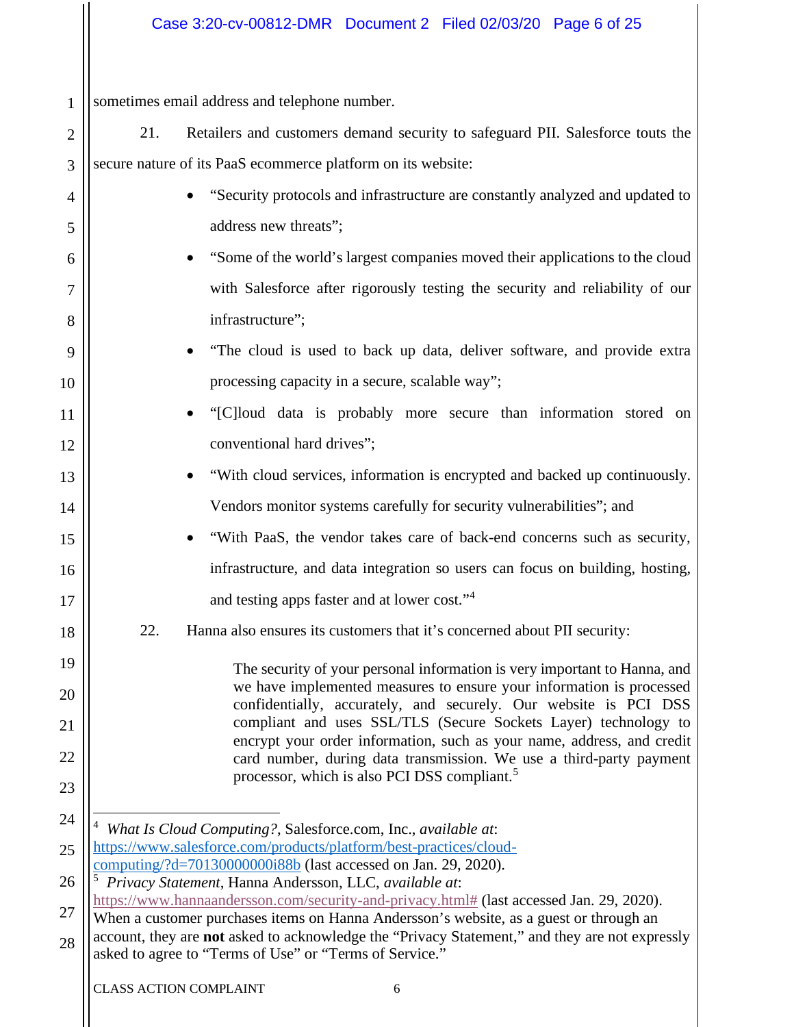sometimes email address and telephone number.

21. Retailers and customers demand security to safeguard PII. Salesforce touts the secure nature of its PaaS ecommerce platform on its website:

- "Security protocols and infrastructure are constantly analyzed and updated to address new threats";
- "Some of the world's largest companies moved their applications to the cloud with Salesforce after rigorously testing the security and reliability of our infrastructure";
- "The cloud is used to back up data, deliver software, and provide extra processing capacity in a secure, scalable way";
- "[C]loud data is probably more secure than information stored on conventional hard drives";
- "With cloud services, information is encrypted and backed up continuously. Vendors monitor systems carefully for security vulnerabilities"; and
- "With PaaS, the vendor takes care of back-end concerns such as security, infrastructure, and data integration so users can focus on building, hosting, and testing apps faster and at lower cost."[4]

22. Hanna also ensures its customers that it's concerned about PII security:

> The security of your personal information is very important to Hanna, and we have implemented measures to ensure your information is processed confidentially, accurately, and securely. Our website is PCI DSS compliant and uses SSL/TLS (Secure Sockets Layer) technology to encrypt your order information, such as your name, address, and credit card number, during data transmission. We use a third-party payment processor, which is also PCI DSS compliant.[5]

---

[4] *What Is Cloud Computing?*, Salesforce.com, Inc., *available at*: https://www.salesforce.com/products/platform/best-practices/cloud-computing/?d=70130000000i88b (last accessed on Jan. 29, 2020).

[5] *Privacy Statement*, Hanna Andersson, LLC, *available at*: https://www.hannaandersson.com/security-and-privacy.html# (last accessed Jan. 29, 2020). When a customer purchases items on Hanna Andersson's website, as a guest or through an account, they are **not** asked to acknowledge the "Privacy Statement," and they are not expressly asked to agree to "Terms of Use" or "Terms of Service."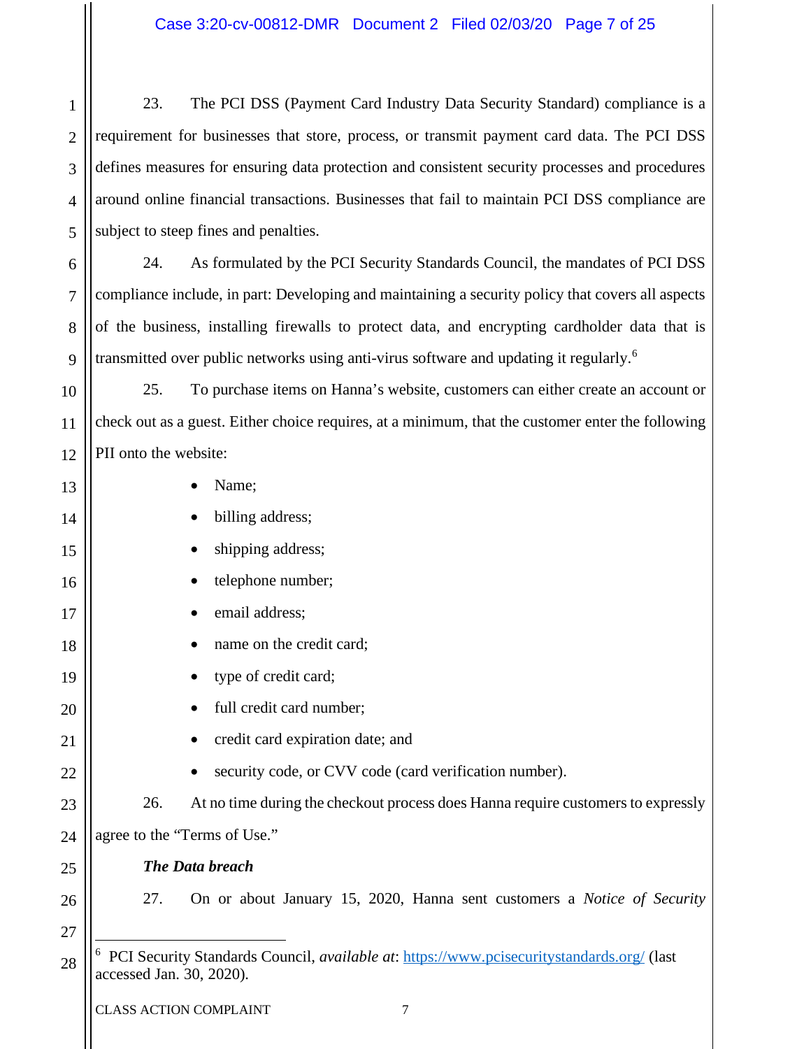23. The PCI DSS (Payment Card Industry Data Security Standard) compliance is a requirement for businesses that store, process, or transmit payment card data. The PCI DSS defines measures for ensuring data protection and consistent security processes and procedures around online financial transactions. Businesses that fail to maintain PCI DSS compliance are subject to steep fines and penalties.

24. As formulated by the PCI Security Standards Council, the mandates of PCI DSS compliance include, in part: Developing and maintaining a security policy that covers all aspects of the business, installing firewalls to protect data, and encrypting cardholder data that is transmitted over public networks using anti-virus software and updating it regularly.[6]

25. To purchase items on Hanna's website, customers can either create an account or check out as a guest. Either choice requires, at a minimum, that the customer enter the following PII onto the website:

- Name;
- billing address;
- shipping address;
- telephone number;
- email address;
- name on the credit card;
- type of credit card;
- full credit card number;
- credit card expiration date; and
- security code, or CVV code (card verification number).

26. At no time during the checkout process does Hanna require customers to expressly agree to the "Terms of Use."

***The Data breach***

27. On or about January 15, 2020, Hanna sent customers a *Notice of Security*

---

[6] PCI Security Standards Council, *available at*: https://www.pcisecuritystandards.org/ (last accessed Jan. 30, 2020).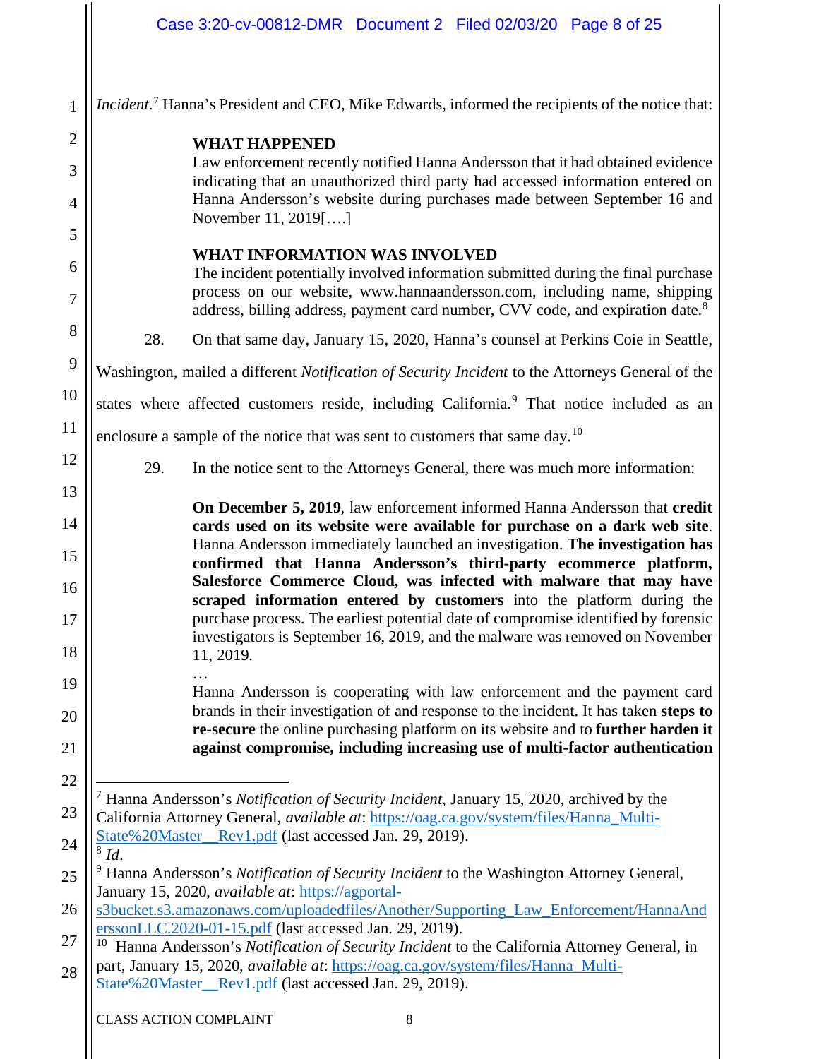*Incident*.[7] Hanna's President and CEO, Mike Edwards, informed the recipients of the notice that:

> **WHAT HAPPENED**
> Law enforcement recently notified Hanna Andersson that it had obtained evidence indicating that an unauthorized third party had accessed information entered on Hanna Andersson's website during purchases made between September 16 and November 11, 2019[….]
>
> **WHAT INFORMATION WAS INVOLVED**
> The incident potentially involved information submitted during the final purchase process on our website, www.hannaandersson.com, including name, shipping address, billing address, payment card number, CVV code, and expiration date.[8]

28. On that same day, January 15, 2020, Hanna's counsel at Perkins Coie in Seattle, Washington, mailed a different *Notification of Security Incident* to the Attorneys General of the states where affected customers reside, including California.[9] That notice included as an enclosure a sample of the notice that was sent to customers that same day.[10]

29. In the notice sent to the Attorneys General, there was much more information:

> **On December 5, 2019**, law enforcement informed Hanna Andersson that **credit cards used on its website were available for purchase on a dark web site**. Hanna Andersson immediately launched an investigation. **The investigation has confirmed that Hanna Andersson's third-party ecommerce platform, Salesforce Commerce Cloud, was infected with malware that may have scraped information entered by customers** into the platform during the purchase process. The earliest potential date of compromise identified by forensic investigators is September 16, 2019, and the malware was removed on November 11, 2019.
>
> …
>
> Hanna Andersson is cooperating with law enforcement and the payment card brands in their investigation of and response to the incident. It has taken **steps to re-secure** the online purchasing platform on its website and to **further harden it against compromise, including increasing use of multi-factor authentication**

---

[7] Hanna Andersson's *Notification of Security Incident*, January 15, 2020, archived by the California Attorney General, *available at*: https://oag.ca.gov/system/files/Hanna_Multi-State%20Master__Rev1.pdf (last accessed Jan. 29, 2019).

[8] *Id*.

[9] Hanna Andersson's *Notification of Security Incident* to the Washington Attorney General, January 15, 2020, *available at*: https://agportal-s3bucket.s3.amazonaws.com/uploadedfiles/Another/Supporting_Law_Enforcement/HannaAnderssonLLC.2020-01-15.pdf (last accessed Jan. 29, 2019).

[10] Hanna Andersson's *Notification of Security Incident* to the California Attorney General, in part, January 15, 2020, *available at*: https://oag.ca.gov/system/files/Hanna_Multi-State%20Master__Rev1.pdf (last accessed Jan. 29, 2019).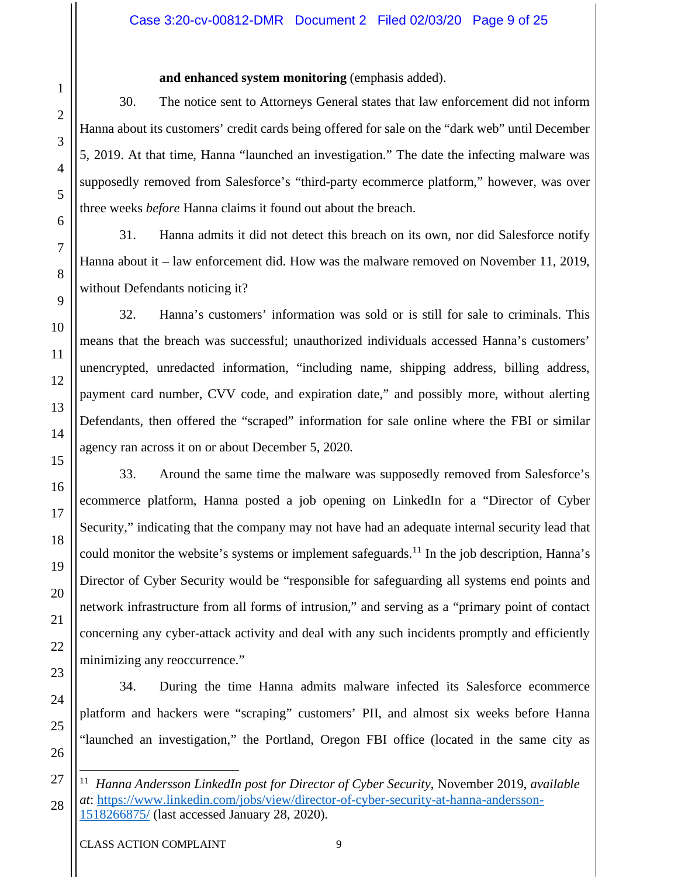**and enhanced system monitoring** (emphasis added).

30. The notice sent to Attorneys General states that law enforcement did not inform Hanna about its customers' credit cards being offered for sale on the "dark web" until December 5, 2019. At that time, Hanna "launched an investigation." The date the infecting malware was supposedly removed from Salesforce's "third-party ecommerce platform," however, was over three weeks *before* Hanna claims it found out about the breach.

31. Hanna admits it did not detect this breach on its own, nor did Salesforce notify Hanna about it – law enforcement did. How was the malware removed on November 11, 2019, without Defendants noticing it?

32. Hanna's customers' information was sold or is still for sale to criminals. This means that the breach was successful; unauthorized individuals accessed Hanna's customers' unencrypted, unredacted information, "including name, shipping address, billing address, payment card number, CVV code, and expiration date," and possibly more, without alerting Defendants, then offered the "scraped" information for sale online where the FBI or similar agency ran across it on or about December 5, 2020.

33. Around the same time the malware was supposedly removed from Salesforce's ecommerce platform, Hanna posted a job opening on LinkedIn for a "Director of Cyber Security," indicating that the company may not have had an adequate internal security lead that could monitor the website's systems or implement safeguards.[11] In the job description, Hanna's Director of Cyber Security would be "responsible for safeguarding all systems end points and network infrastructure from all forms of intrusion," and serving as a "primary point of contact concerning any cyber-attack activity and deal with any such incidents promptly and efficiently minimizing any reoccurrence."

34. During the time Hanna admits malware infected its Salesforce ecommerce platform and hackers were "scraping" customers' PII, and almost six weeks before Hanna "launched an investigation," the Portland, Oregon FBI office (located in the same city as

---

[11] *Hanna Andersson LinkedIn post for Director of Cyber Security*, November 2019, *available at*: https://www.linkedin.com/jobs/view/director-of-cyber-security-at-hanna-andersson-1518266875/ (last accessed January 28, 2020).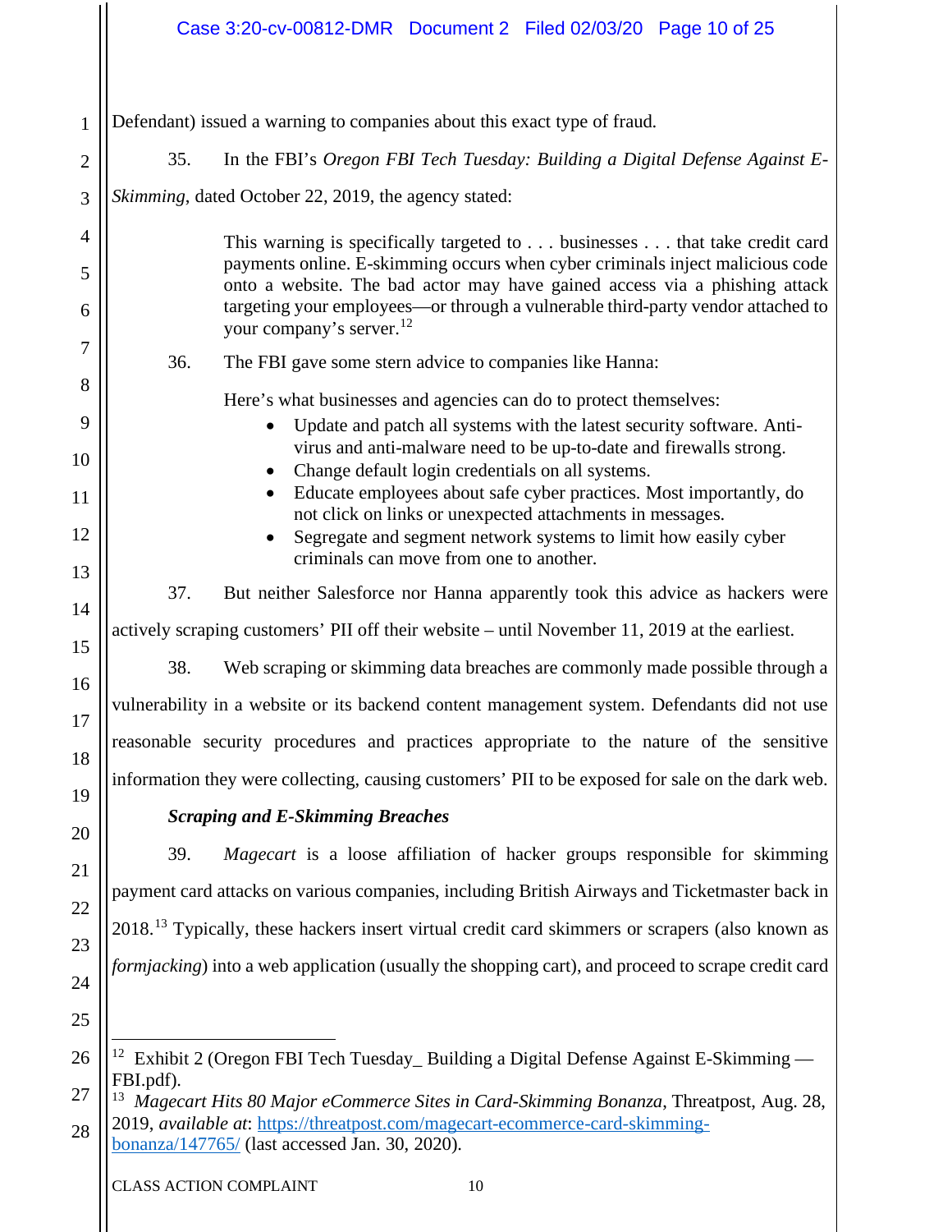Defendant) issued a warning to companies about this exact type of fraud.

35. In the FBI's *Oregon FBI Tech Tuesday: Building a Digital Defense Against E-Skimming*, dated October 22, 2019, the agency stated:

> This warning is specifically targeted to . . . businesses . . . that take credit card payments online. E-skimming occurs when cyber criminals inject malicious code onto a website. The bad actor may have gained access via a phishing attack targeting your employees—or through a vulnerable third-party vendor attached to your company's server.[12]

36. The FBI gave some stern advice to companies like Hanna:

> Here's what businesses and agencies can do to protect themselves:
>
> - Update and patch all systems with the latest security software. Anti-virus and anti-malware need to be up-to-date and firewalls strong.
> - Change default login credentials on all systems.
> - Educate employees about safe cyber practices. Most importantly, do not click on links or unexpected attachments in messages.
> - Segregate and segment network systems to limit how easily cyber criminals can move from one to another.

37. But neither Salesforce nor Hanna apparently took this advice as hackers were actively scraping customers' PII off their website – until November 11, 2019 at the earliest.

38. Web scraping or skimming data breaches are commonly made possible through a vulnerability in a website or its backend content management system. Defendants did not use reasonable security procedures and practices appropriate to the nature of the sensitive information they were collecting, causing customers' PII to be exposed for sale on the dark web.

***Scraping and E-Skimming Breaches***

39. *Magecart* is a loose affiliation of hacker groups responsible for skimming payment card attacks on various companies, including British Airways and Ticketmaster back in 2018.[13] Typically, these hackers insert virtual credit card skimmers or scrapers (also known as *formjacking*) into a web application (usually the shopping cart), and proceed to scrape credit card

---

[12] Exhibit 2 (Oregon FBI Tech Tuesday_ Building a Digital Defense Against E-Skimming — FBI.pdf).

[13] *Magecart Hits 80 Major eCommerce Sites in Card-Skimming Bonanza*, Threatpost, Aug. 28, 2019, *available at*: https://threatpost.com/magecart-ecommerce-card-skimming-bonanza/147765/ (last accessed Jan. 30, 2020).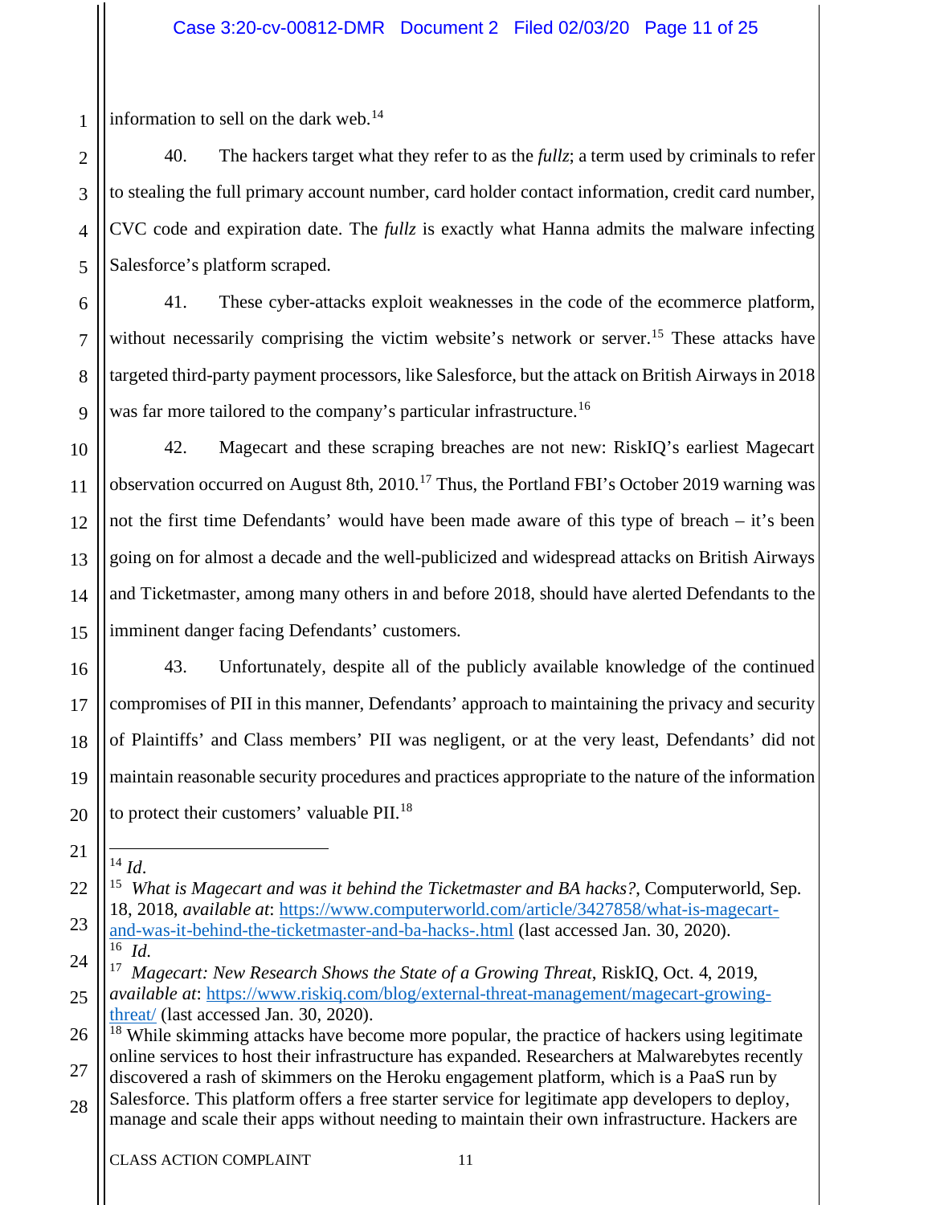information to sell on the dark web.[14]

40. The hackers target what they refer to as the *fullz*; a term used by criminals to refer to stealing the full primary account number, card holder contact information, credit card number, CVC code and expiration date. The *fullz* is exactly what Hanna admits the malware infecting Salesforce's platform scraped.

41. These cyber-attacks exploit weaknesses in the code of the ecommerce platform, without necessarily comprising the victim website's network or server.[15] These attacks have targeted third-party payment processors, like Salesforce, but the attack on British Airways in 2018 was far more tailored to the company's particular infrastructure.[16]

42. Magecart and these scraping breaches are not new: RiskIQ's earliest Magecart observation occurred on August 8th, 2010.[17] Thus, the Portland FBI's October 2019 warning was not the first time Defendants' would have been made aware of this type of breach – it's been going on for almost a decade and the well-publicized and widespread attacks on British Airways and Ticketmaster, among many others in and before 2018, should have alerted Defendants to the imminent danger facing Defendants' customers.

43. Unfortunately, despite all of the publicly available knowledge of the continued compromises of PII in this manner, Defendants' approach to maintaining the privacy and security of Plaintiffs' and Class members' PII was negligent, or at the very least, Defendants' did not maintain reasonable security procedures and practices appropriate to the nature of the information to protect their customers' valuable PII.[18]

---

[14] *Id*.

[15] *What is Magecart and was it behind the Ticketmaster and BA hacks?*, Computerworld, Sep. 18, 2018, *available at*: https://www.computerworld.com/article/3427858/what-is-magecart-and-was-it-behind-the-ticketmaster-and-ba-hacks-.html (last accessed Jan. 30, 2020).

[16] *Id.*

[17] *Magecart: New Research Shows the State of a Growing Threat*, RiskIQ, Oct. 4, 2019, *available at*: https://www.riskiq.com/blog/external-threat-management/magecart-growing-threat/ (last accessed Jan. 30, 2020).

[18] While skimming attacks have become more popular, the practice of hackers using legitimate online services to host their infrastructure has expanded. Researchers at Malwarebytes recently discovered a rash of skimmers on the Heroku engagement platform, which is a PaaS run by Salesforce. This platform offers a free starter service for legitimate app developers to deploy, manage and scale their apps without needing to maintain their own infrastructure. Hackers are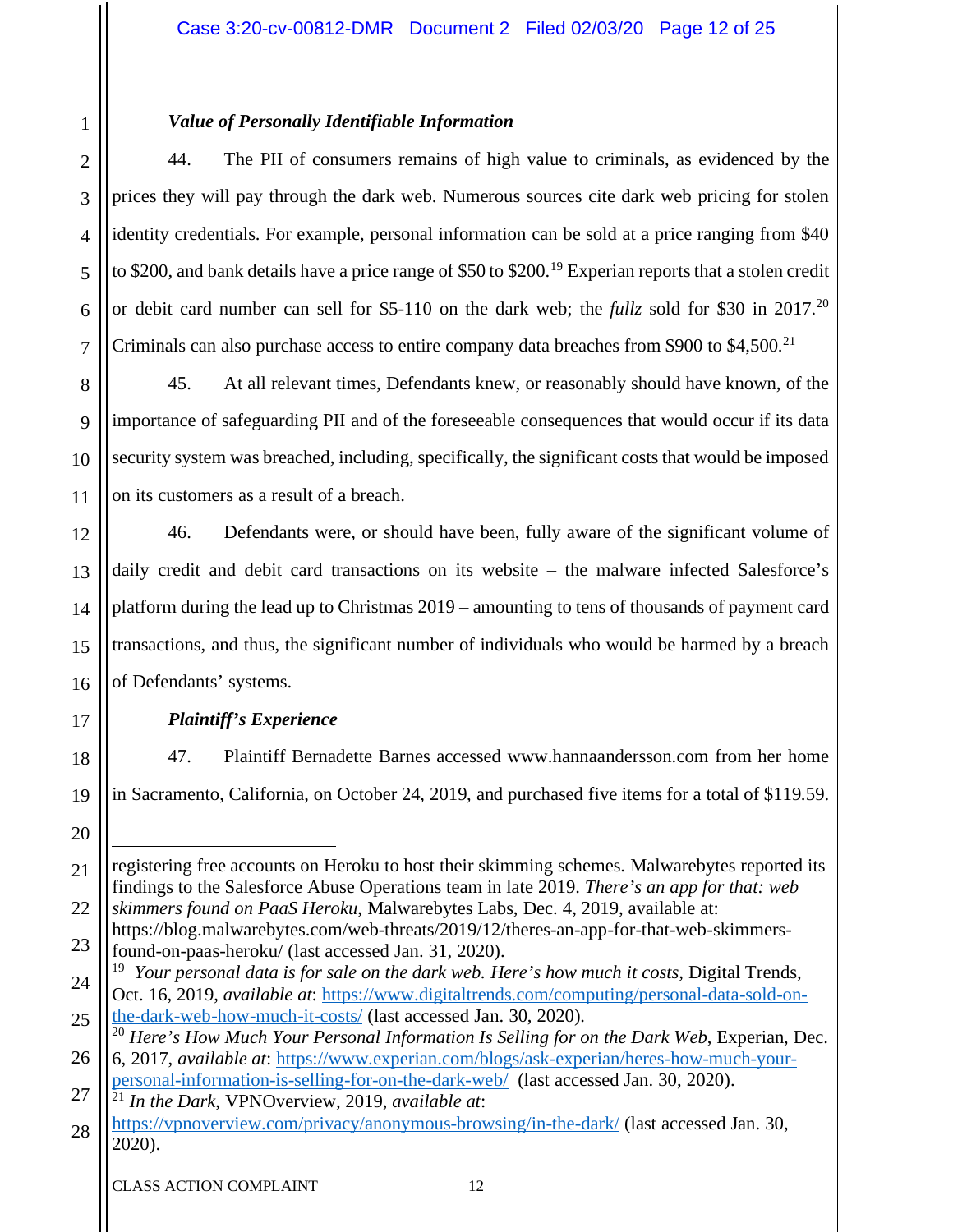### *Value of Personally Identifiable Information*

44. The PII of consumers remains of high value to criminals, as evidenced by the prices they will pay through the dark web. Numerous sources cite dark web pricing for stolen identity credentials. For example, personal information can be sold at a price ranging from $40 to $200, and bank details have a price range of $50 to $200.[19] Experian reports that a stolen credit or debit card number can sell for $5-110 on the dark web; the *fullz* sold for $30 in 2017.[20] Criminals can also purchase access to entire company data breaches from $900 to $4,500.[21]

45. At all relevant times, Defendants knew, or reasonably should have known, of the importance of safeguarding PII and of the foreseeable consequences that would occur if its data security system was breached, including, specifically, the significant costs that would be imposed on its customers as a result of a breach.

46. Defendants were, or should have been, fully aware of the significant volume of daily credit and debit card transactions on its website – the malware infected Salesforce's platform during the lead up to Christmas 2019 – amounting to tens of thousands of payment card transactions, and thus, the significant number of individuals who would be harmed by a breach of Defendants' systems.

### *Plaintiff's Experience*

47. Plaintiff Bernadette Barnes accessed www.hannaandersson.com from her home in Sacramento, California, on October 24, 2019, and purchased five items for a total of $119.59.

---

registering free accounts on Heroku to host their skimming schemes. Malwarebytes reported its findings to the Salesforce Abuse Operations team in late 2019. *There's an app for that: web skimmers found on PaaS Heroku*, Malwarebytes Labs, Dec. 4, 2019, available at: https://blog.malwarebytes.com/web-threats/2019/12/theres-an-app-for-that-web-skimmers-found-on-paas-heroku/ (last accessed Jan. 31, 2020).

[19] *Your personal data is for sale on the dark web. Here's how much it costs*, Digital Trends, Oct. 16, 2019, *available at*: https://www.digitaltrends.com/computing/personal-data-sold-on-the-dark-web-how-much-it-costs/ (last accessed Jan. 30, 2020).

[20] *Here's How Much Your Personal Information Is Selling for on the Dark Web*, Experian, Dec. 6, 2017, *available at*: https://www.experian.com/blogs/ask-experian/heres-how-much-your-personal-information-is-selling-for-on-the-dark-web/ (last accessed Jan. 30, 2020).

[21] *In the Dark*, VPNOverview, 2019, *available at*: https://vpnoverview.com/privacy/anonymous-browsing/in-the-dark/ (last accessed Jan. 30, 2020).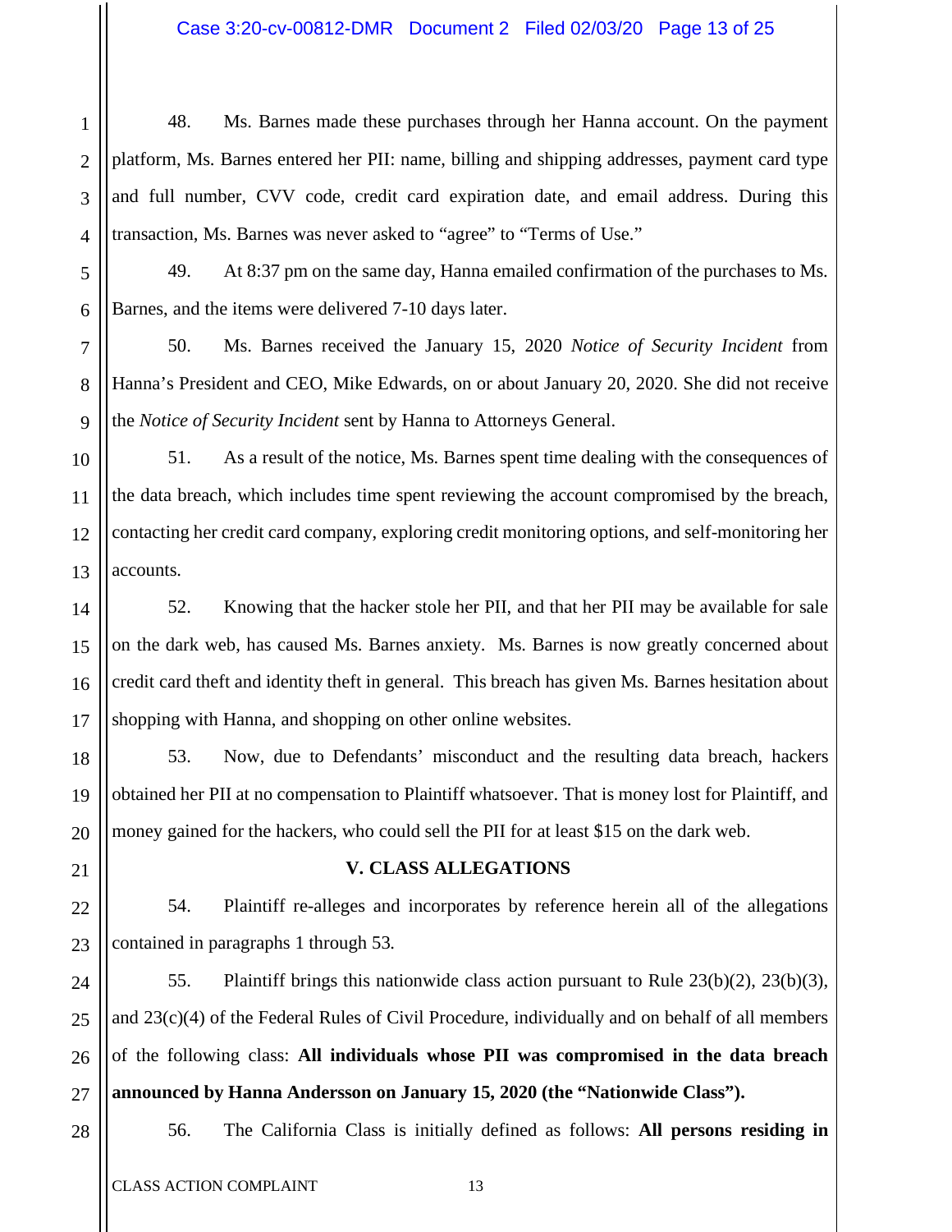48. Ms. Barnes made these purchases through her Hanna account. On the payment platform, Ms. Barnes entered her PII: name, billing and shipping addresses, payment card type and full number, CVV code, credit card expiration date, and email address. During this transaction, Ms. Barnes was never asked to "agree" to "Terms of Use."

49. At 8:37 pm on the same day, Hanna emailed confirmation of the purchases to Ms. Barnes, and the items were delivered 7-10 days later.

50. Ms. Barnes received the January 15, 2020 *Notice of Security Incident* from Hanna's President and CEO, Mike Edwards, on or about January 20, 2020. She did not receive the *Notice of Security Incident* sent by Hanna to Attorneys General.

51. As a result of the notice, Ms. Barnes spent time dealing with the consequences of the data breach, which includes time spent reviewing the account compromised by the breach, contacting her credit card company, exploring credit monitoring options, and self-monitoring her accounts.

52. Knowing that the hacker stole her PII, and that her PII may be available for sale on the dark web, has caused Ms. Barnes anxiety. Ms. Barnes is now greatly concerned about credit card theft and identity theft in general. This breach has given Ms. Barnes hesitation about shopping with Hanna, and shopping on other online websites.

53. Now, due to Defendants' misconduct and the resulting data breach, hackers obtained her PII at no compensation to Plaintiff whatsoever. That is money lost for Plaintiff, and money gained for the hackers, who could sell the PII for at least $15 on the dark web.

## V. CLASS ALLEGATIONS

54. Plaintiff re-alleges and incorporates by reference herein all of the allegations contained in paragraphs 1 through 53.

55. Plaintiff brings this nationwide class action pursuant to Rule 23(b)(2), 23(b)(3), and 23(c)(4) of the Federal Rules of Civil Procedure, individually and on behalf of all members of the following class: **All individuals whose PII was compromised in the data breach announced by Hanna Andersson on January 15, 2020 (the "Nationwide Class").**

56. The California Class is initially defined as follows: **All persons residing in**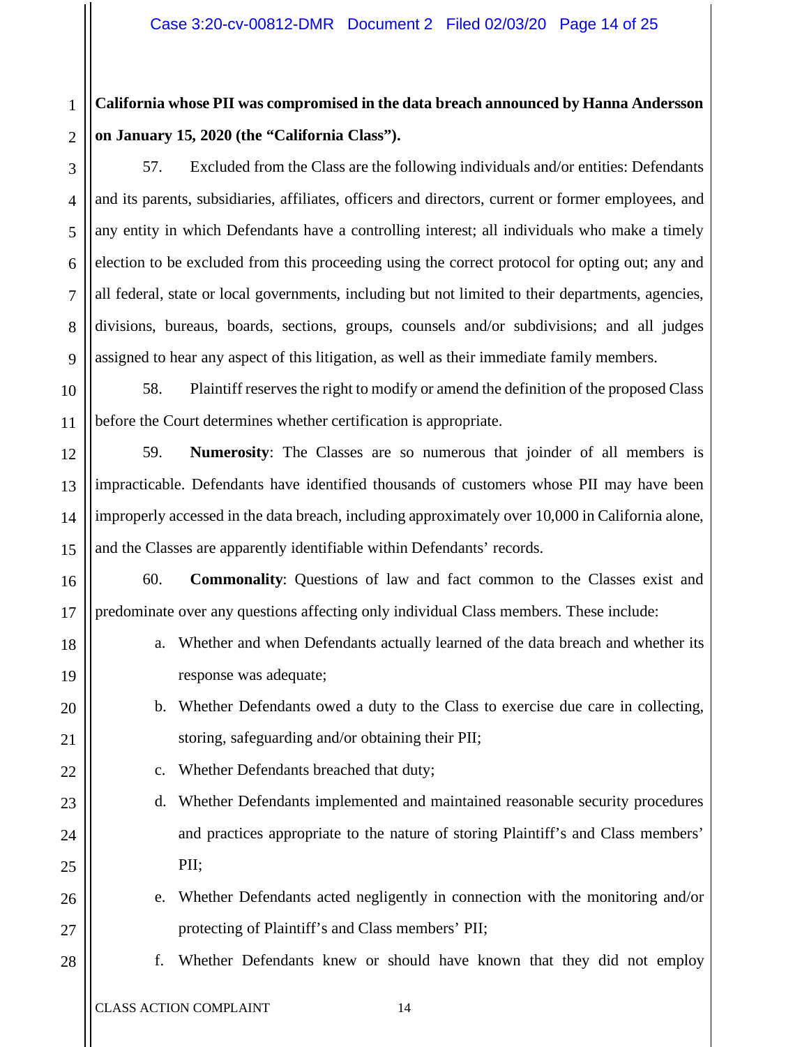**California whose PII was compromised in the data breach announced by Hanna Andersson on January 15, 2020 (the "California Class").**

57. Excluded from the Class are the following individuals and/or entities: Defendants and its parents, subsidiaries, affiliates, officers and directors, current or former employees, and any entity in which Defendants have a controlling interest; all individuals who make a timely election to be excluded from this proceeding using the correct protocol for opting out; any and all federal, state or local governments, including but not limited to their departments, agencies, divisions, bureaus, boards, sections, groups, counsels and/or subdivisions; and all judges assigned to hear any aspect of this litigation, as well as their immediate family members.

58. Plaintiff reserves the right to modify or amend the definition of the proposed Class before the Court determines whether certification is appropriate.

59. **Numerosity**: The Classes are so numerous that joinder of all members is impracticable. Defendants have identified thousands of customers whose PII may have been improperly accessed in the data breach, including approximately over 10,000 in California alone, and the Classes are apparently identifiable within Defendants' records.

60. **Commonality**: Questions of law and fact common to the Classes exist and predominate over any questions affecting only individual Class members. These include:

a. Whether and when Defendants actually learned of the data breach and whether its response was adequate;

b. Whether Defendants owed a duty to the Class to exercise due care in collecting, storing, safeguarding and/or obtaining their PII;

c. Whether Defendants breached that duty;

d. Whether Defendants implemented and maintained reasonable security procedures and practices appropriate to the nature of storing Plaintiff's and Class members' PII;

e. Whether Defendants acted negligently in connection with the monitoring and/or protecting of Plaintiff's and Class members' PII;

f. Whether Defendants knew or should have known that they did not employ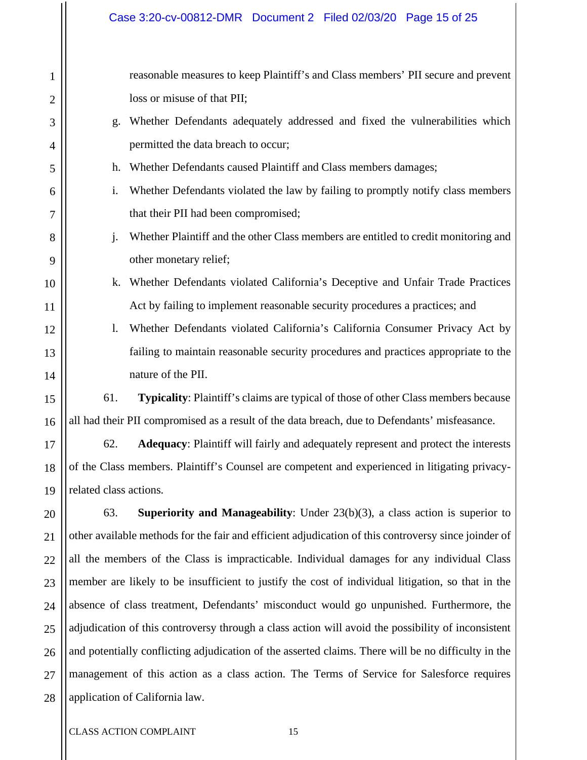reasonable measures to keep Plaintiff's and Class members' PII secure and prevent loss or misuse of that PII;

g. Whether Defendants adequately addressed and fixed the vulnerabilities which permitted the data breach to occur;

h. Whether Defendants caused Plaintiff and Class members damages;

i. Whether Defendants violated the law by failing to promptly notify class members that their PII had been compromised;

j. Whether Plaintiff and the other Class members are entitled to credit monitoring and other monetary relief;

k. Whether Defendants violated California's Deceptive and Unfair Trade Practices Act by failing to implement reasonable security procedures a practices; and

l. Whether Defendants violated California's California Consumer Privacy Act by failing to maintain reasonable security procedures and practices appropriate to the nature of the PII.

61. **Typicality**: Plaintiff's claims are typical of those of other Class members because all had their PII compromised as a result of the data breach, due to Defendants' misfeasance.

62. **Adequacy**: Plaintiff will fairly and adequately represent and protect the interests of the Class members. Plaintiff's Counsel are competent and experienced in litigating privacy-related class actions.

63. **Superiority and Manageability**: Under 23(b)(3), a class action is superior to other available methods for the fair and efficient adjudication of this controversy since joinder of all the members of the Class is impracticable. Individual damages for any individual Class member are likely to be insufficient to justify the cost of individual litigation, so that in the absence of class treatment, Defendants' misconduct would go unpunished. Furthermore, the adjudication of this controversy through a class action will avoid the possibility of inconsistent and potentially conflicting adjudication of the asserted claims. There will be no difficulty in the management of this action as a class action. The Terms of Service for Salesforce requires application of California law.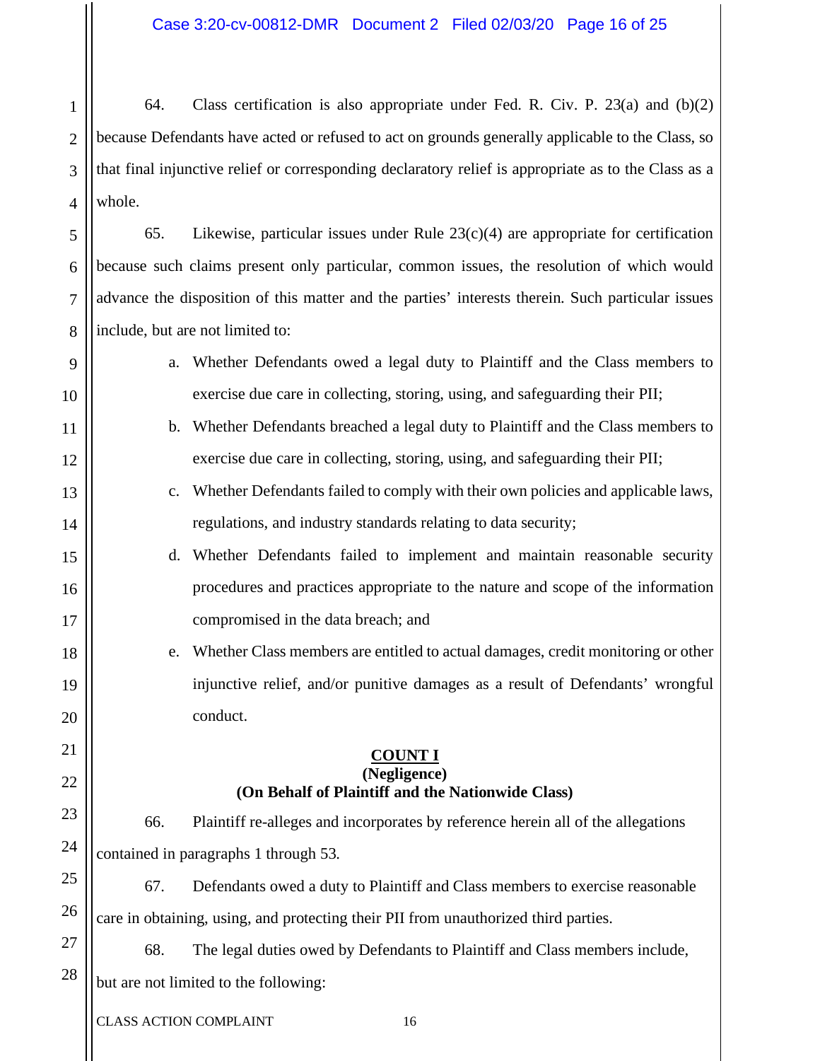64. Class certification is also appropriate under Fed. R. Civ. P. 23(a) and (b)(2) because Defendants have acted or refused to act on grounds generally applicable to the Class, so that final injunctive relief or corresponding declaratory relief is appropriate as to the Class as a whole.

65. Likewise, particular issues under Rule 23(c)(4) are appropriate for certification because such claims present only particular, common issues, the resolution of which would advance the disposition of this matter and the parties' interests therein. Such particular issues include, but are not limited to:

a. Whether Defendants owed a legal duty to Plaintiff and the Class members to exercise due care in collecting, storing, using, and safeguarding their PII;

b. Whether Defendants breached a legal duty to Plaintiff and the Class members to exercise due care in collecting, storing, using, and safeguarding their PII;

c. Whether Defendants failed to comply with their own policies and applicable laws, regulations, and industry standards relating to data security;

d. Whether Defendants failed to implement and maintain reasonable security procedures and practices appropriate to the nature and scope of the information compromised in the data breach; and

e. Whether Class members are entitled to actual damages, credit monitoring or other injunctive relief, and/or punitive damages as a result of Defendants' wrongful conduct.

**COUNT I**
**(Negligence)**
**(On Behalf of Plaintiff and the Nationwide Class)**

66. Plaintiff re-alleges and incorporates by reference herein all of the allegations contained in paragraphs 1 through 53.

67. Defendants owed a duty to Plaintiff and Class members to exercise reasonable care in obtaining, using, and protecting their PII from unauthorized third parties.

68. The legal duties owed by Defendants to Plaintiff and Class members include, but are not limited to the following: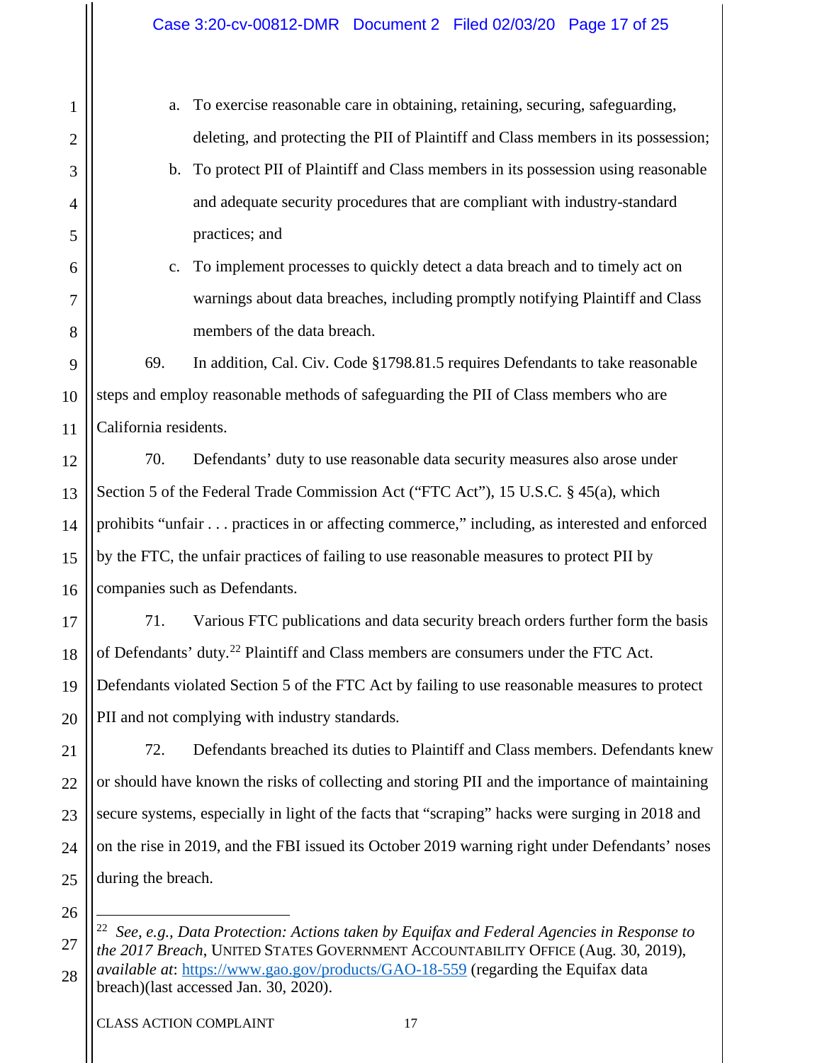a. To exercise reasonable care in obtaining, retaining, securing, safeguarding, deleting, and protecting the PII of Plaintiff and Class members in its possession;

b. To protect PII of Plaintiff and Class members in its possession using reasonable and adequate security procedures that are compliant with industry-standard practices; and

c. To implement processes to quickly detect a data breach and to timely act on warnings about data breaches, including promptly notifying Plaintiff and Class members of the data breach.

69. In addition, Cal. Civ. Code §1798.81.5 requires Defendants to take reasonable steps and employ reasonable methods of safeguarding the PII of Class members who are California residents.

70. Defendants' duty to use reasonable data security measures also arose under Section 5 of the Federal Trade Commission Act ("FTC Act"), 15 U.S.C. § 45(a), which prohibits "unfair . . . practices in or affecting commerce," including, as interested and enforced by the FTC, the unfair practices of failing to use reasonable measures to protect PII by companies such as Defendants.

71. Various FTC publications and data security breach orders further form the basis of Defendants' duty.[22] Plaintiff and Class members are consumers under the FTC Act. Defendants violated Section 5 of the FTC Act by failing to use reasonable measures to protect PII and not complying with industry standards.

72. Defendants breached its duties to Plaintiff and Class members. Defendants knew or should have known the risks of collecting and storing PII and the importance of maintaining secure systems, especially in light of the facts that "scraping" hacks were surging in 2018 and on the rise in 2019, and the FBI issued its October 2019 warning right under Defendants' noses during the breach.

---

[22] *See, e.g., Data Protection: Actions taken by Equifax and Federal Agencies in Response to the 2017 Breach*, UNITED STATES GOVERNMENT ACCOUNTABILITY OFFICE (Aug. 30, 2019), *available at*: https://www.gao.gov/products/GAO-18-559 (regarding the Equifax data breach)(last accessed Jan. 30, 2020).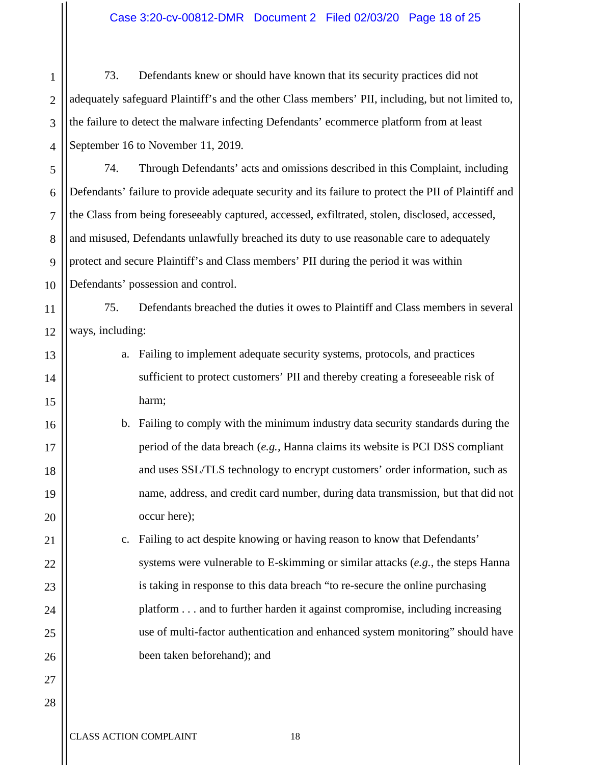73. Defendants knew or should have known that its security practices did not adequately safeguard Plaintiff's and the other Class members' PII, including, but not limited to, the failure to detect the malware infecting Defendants' ecommerce platform from at least September 16 to November 11, 2019.

74. Through Defendants' acts and omissions described in this Complaint, including Defendants' failure to provide adequate security and its failure to protect the PII of Plaintiff and the Class from being foreseeably captured, accessed, exfiltrated, stolen, disclosed, accessed, and misused, Defendants unlawfully breached its duty to use reasonable care to adequately protect and secure Plaintiff's and Class members' PII during the period it was within Defendants' possession and control.

75. Defendants breached the duties it owes to Plaintiff and Class members in several ways, including:

a. Failing to implement adequate security systems, protocols, and practices sufficient to protect customers' PII and thereby creating a foreseeable risk of harm;

b. Failing to comply with the minimum industry data security standards during the period of the data breach (*e.g.,* Hanna claims its website is PCI DSS compliant and uses SSL/TLS technology to encrypt customers' order information, such as name, address, and credit card number, during data transmission, but that did not occur here);

c. Failing to act despite knowing or having reason to know that Defendants' systems were vulnerable to E-skimming or similar attacks (*e.g.*, the steps Hanna is taking in response to this data breach "to re-secure the online purchasing platform . . . and to further harden it against compromise, including increasing use of multi-factor authentication and enhanced system monitoring" should have been taken beforehand); and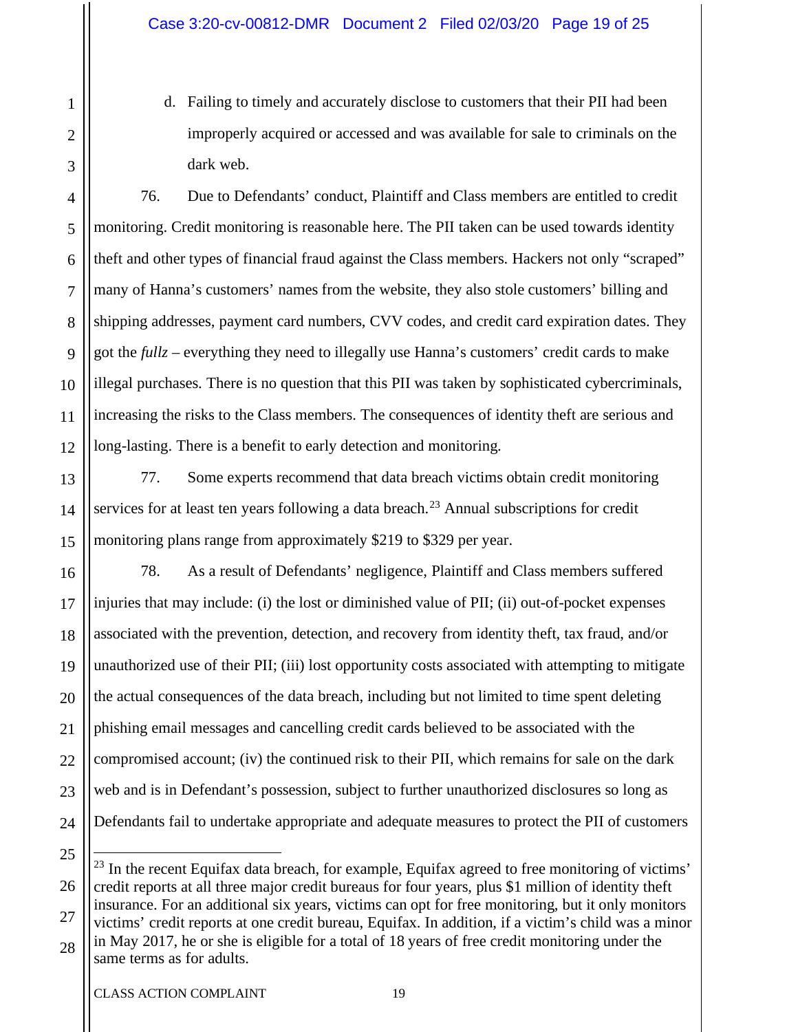d. Failing to timely and accurately disclose to customers that their PII had been improperly acquired or accessed and was available for sale to criminals on the dark web.

76. Due to Defendants' conduct, Plaintiff and Class members are entitled to credit monitoring. Credit monitoring is reasonable here. The PII taken can be used towards identity theft and other types of financial fraud against the Class members. Hackers not only "scraped" many of Hanna's customers' names from the website, they also stole customers' billing and shipping addresses, payment card numbers, CVV codes, and credit card expiration dates. They got the *fullz* – everything they need to illegally use Hanna's customers' credit cards to make illegal purchases. There is no question that this PII was taken by sophisticated cybercriminals, increasing the risks to the Class members. The consequences of identity theft are serious and long-lasting. There is a benefit to early detection and monitoring.

77. Some experts recommend that data breach victims obtain credit monitoring services for at least ten years following a data breach.[23] Annual subscriptions for credit monitoring plans range from approximately $219 to $329 per year.

78. As a result of Defendants' negligence, Plaintiff and Class members suffered injuries that may include: (i) the lost or diminished value of PII; (ii) out-of-pocket expenses associated with the prevention, detection, and recovery from identity theft, tax fraud, and/or unauthorized use of their PII; (iii) lost opportunity costs associated with attempting to mitigate the actual consequences of the data breach, including but not limited to time spent deleting phishing email messages and cancelling credit cards believed to be associated with the compromised account; (iv) the continued risk to their PII, which remains for sale on the dark web and is in Defendant's possession, subject to further unauthorized disclosures so long as Defendants fail to undertake appropriate and adequate measures to protect the PII of customers

---

[23] In the recent Equifax data breach, for example, Equifax agreed to free monitoring of victims' credit reports at all three major credit bureaus for four years, plus $1 million of identity theft insurance. For an additional six years, victims can opt for free monitoring, but it only monitors victims' credit reports at one credit bureau, Equifax. In addition, if a victim's child was a minor in May 2017, he or she is eligible for a total of 18 years of free credit monitoring under the same terms as for adults.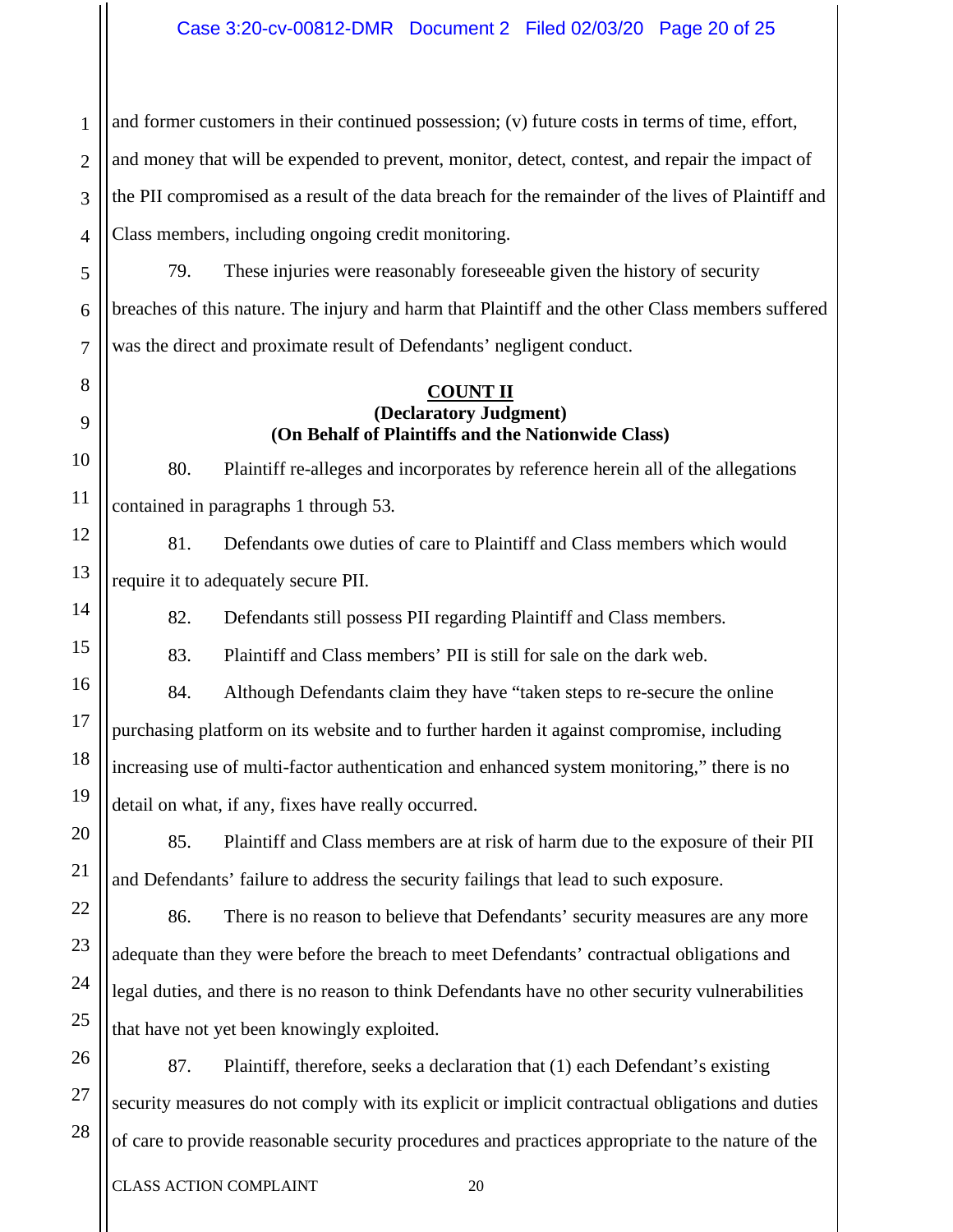and former customers in their continued possession; (v) future costs in terms of time, effort, and money that will be expended to prevent, monitor, detect, contest, and repair the impact of the PII compromised as a result of the data breach for the remainder of the lives of Plaintiff and Class members, including ongoing credit monitoring.

79. These injuries were reasonably foreseeable given the history of security breaches of this nature. The injury and harm that Plaintiff and the other Class members suffered was the direct and proximate result of Defendants' negligent conduct.

**COUNT II**
**(Declaratory Judgment)**
**(On Behalf of Plaintiffs and the Nationwide Class)**

80. Plaintiff re-alleges and incorporates by reference herein all of the allegations contained in paragraphs 1 through 53.

81. Defendants owe duties of care to Plaintiff and Class members which would require it to adequately secure PII.

82. Defendants still possess PII regarding Plaintiff and Class members.

83. Plaintiff and Class members' PII is still for sale on the dark web.

84. Although Defendants claim they have "taken steps to re-secure the online purchasing platform on its website and to further harden it against compromise, including increasing use of multi-factor authentication and enhanced system monitoring," there is no detail on what, if any, fixes have really occurred.

85. Plaintiff and Class members are at risk of harm due to the exposure of their PII and Defendants' failure to address the security failings that lead to such exposure.

86. There is no reason to believe that Defendants' security measures are any more adequate than they were before the breach to meet Defendants' contractual obligations and legal duties, and there is no reason to think Defendants have no other security vulnerabilities that have not yet been knowingly exploited.

87. Plaintiff, therefore, seeks a declaration that (1) each Defendant's existing security measures do not comply with its explicit or implicit contractual obligations and duties of care to provide reasonable security procedures and practices appropriate to the nature of the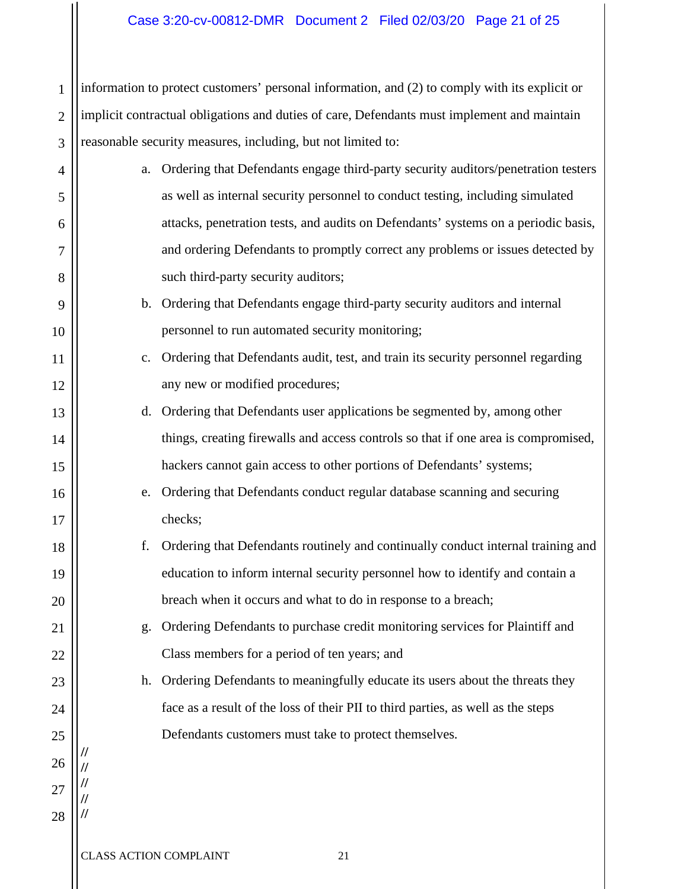information to protect customers' personal information, and (2) to comply with its explicit or implicit contractual obligations and duties of care, Defendants must implement and maintain reasonable security measures, including, but not limited to:

a. Ordering that Defendants engage third-party security auditors/penetration testers as well as internal security personnel to conduct testing, including simulated attacks, penetration tests, and audits on Defendants' systems on a periodic basis, and ordering Defendants to promptly correct any problems or issues detected by such third-party security auditors;

b. Ordering that Defendants engage third-party security auditors and internal personnel to run automated security monitoring;

c. Ordering that Defendants audit, test, and train its security personnel regarding any new or modified procedures;

d. Ordering that Defendants user applications be segmented by, among other things, creating firewalls and access controls so that if one area is compromised, hackers cannot gain access to other portions of Defendants' systems;

e. Ordering that Defendants conduct regular database scanning and securing checks;

f. Ordering that Defendants routinely and continually conduct internal training and education to inform internal security personnel how to identify and contain a breach when it occurs and what to do in response to a breach;

g. Ordering Defendants to purchase credit monitoring services for Plaintiff and Class members for a period of ten years; and

h. Ordering Defendants to meaningfully educate its users about the threats they face as a result of the loss of their PII to third parties, as well as the steps Defendants customers must take to protect themselves.

//
//
//
//
//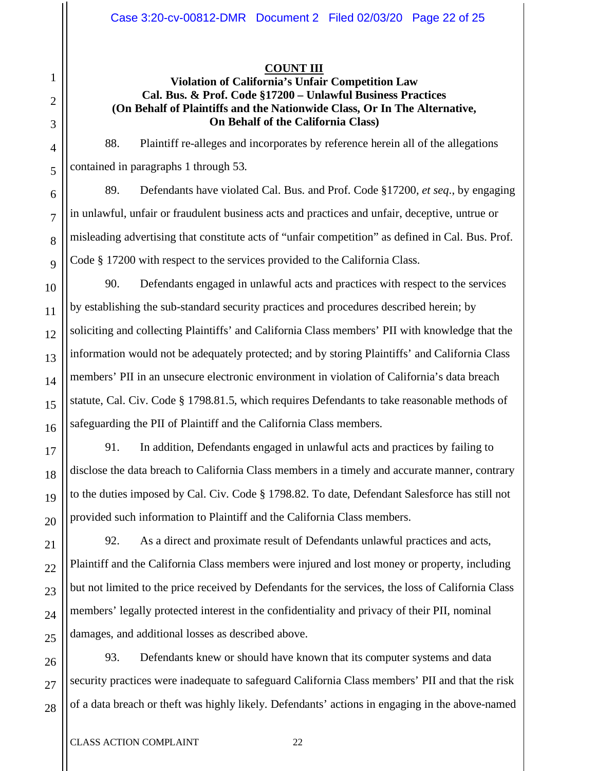**COUNT III**

**Violation of California's Unfair Competition Law**
**Cal. Bus. & Prof. Code §17200 – Unlawful Business Practices**
**(On Behalf of Plaintiffs and the Nationwide Class, Or In The Alternative, On Behalf of the California Class)**

88. Plaintiff re-alleges and incorporates by reference herein all of the allegations contained in paragraphs 1 through 53.

89. Defendants have violated Cal. Bus. and Prof. Code §17200, *et seq.*, by engaging in unlawful, unfair or fraudulent business acts and practices and unfair, deceptive, untrue or misleading advertising that constitute acts of "unfair competition" as defined in Cal. Bus. Prof. Code § 17200 with respect to the services provided to the California Class.

90. Defendants engaged in unlawful acts and practices with respect to the services by establishing the sub-standard security practices and procedures described herein; by soliciting and collecting Plaintiffs' and California Class members' PII with knowledge that the information would not be adequately protected; and by storing Plaintiffs' and California Class members' PII in an unsecure electronic environment in violation of California's data breach statute, Cal. Civ. Code § 1798.81.5, which requires Defendants to take reasonable methods of safeguarding the PII of Plaintiff and the California Class members.

91. In addition, Defendants engaged in unlawful acts and practices by failing to disclose the data breach to California Class members in a timely and accurate manner, contrary to the duties imposed by Cal. Civ. Code § 1798.82. To date, Defendant Salesforce has still not provided such information to Plaintiff and the California Class members.

92. As a direct and proximate result of Defendants unlawful practices and acts, Plaintiff and the California Class members were injured and lost money or property, including but not limited to the price received by Defendants for the services, the loss of California Class members' legally protected interest in the confidentiality and privacy of their PII, nominal damages, and additional losses as described above.

93. Defendants knew or should have known that its computer systems and data security practices were inadequate to safeguard California Class members' PII and that the risk of a data breach or theft was highly likely. Defendants' actions in engaging in the above-named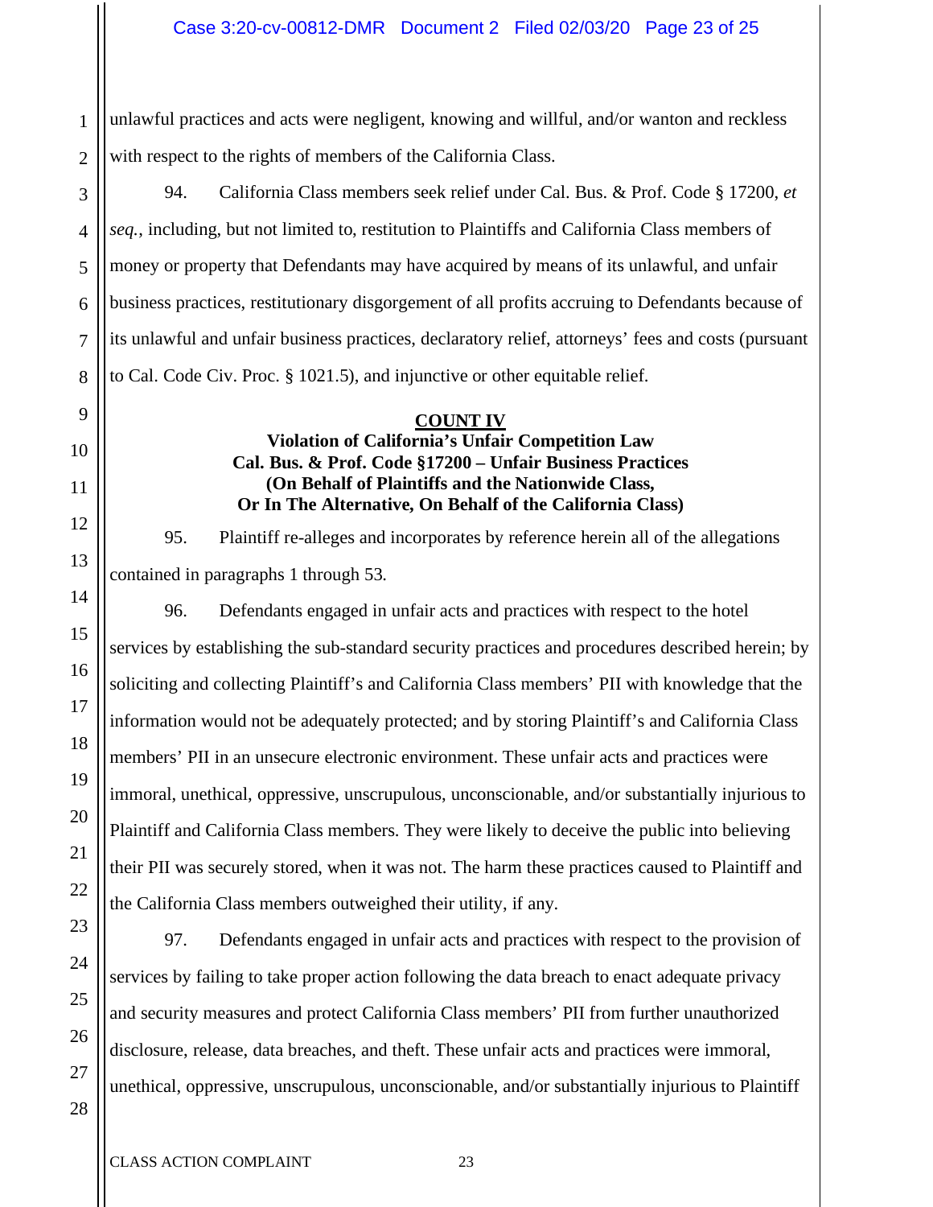unlawful practices and acts were negligent, knowing and willful, and/or wanton and reckless with respect to the rights of members of the California Class.

94. California Class members seek relief under Cal. Bus. & Prof. Code § 17200, *et seq.*, including, but not limited to, restitution to Plaintiffs and California Class members of money or property that Defendants may have acquired by means of its unlawful, and unfair business practices, restitutionary disgorgement of all profits accruing to Defendants because of its unlawful and unfair business practices, declaratory relief, attorneys' fees and costs (pursuant to Cal. Code Civ. Proc. § 1021.5), and injunctive or other equitable relief.

**COUNT IV**
**Violation of California's Unfair Competition Law**
**Cal. Bus. & Prof. Code §17200 – Unfair Business Practices**
**(On Behalf of Plaintiffs and the Nationwide Class,**
**Or In The Alternative, On Behalf of the California Class)**

95. Plaintiff re-alleges and incorporates by reference herein all of the allegations contained in paragraphs 1 through 53.

96. Defendants engaged in unfair acts and practices with respect to the hotel services by establishing the sub-standard security practices and procedures described herein; by soliciting and collecting Plaintiff's and California Class members' PII with knowledge that the information would not be adequately protected; and by storing Plaintiff's and California Class members' PII in an unsecure electronic environment. These unfair acts and practices were immoral, unethical, oppressive, unscrupulous, unconscionable, and/or substantially injurious to Plaintiff and California Class members. They were likely to deceive the public into believing their PII was securely stored, when it was not. The harm these practices caused to Plaintiff and the California Class members outweighed their utility, if any.

97. Defendants engaged in unfair acts and practices with respect to the provision of services by failing to take proper action following the data breach to enact adequate privacy and security measures and protect California Class members' PII from further unauthorized disclosure, release, data breaches, and theft. These unfair acts and practices were immoral, unethical, oppressive, unscrupulous, unconscionable, and/or substantially injurious to Plaintiff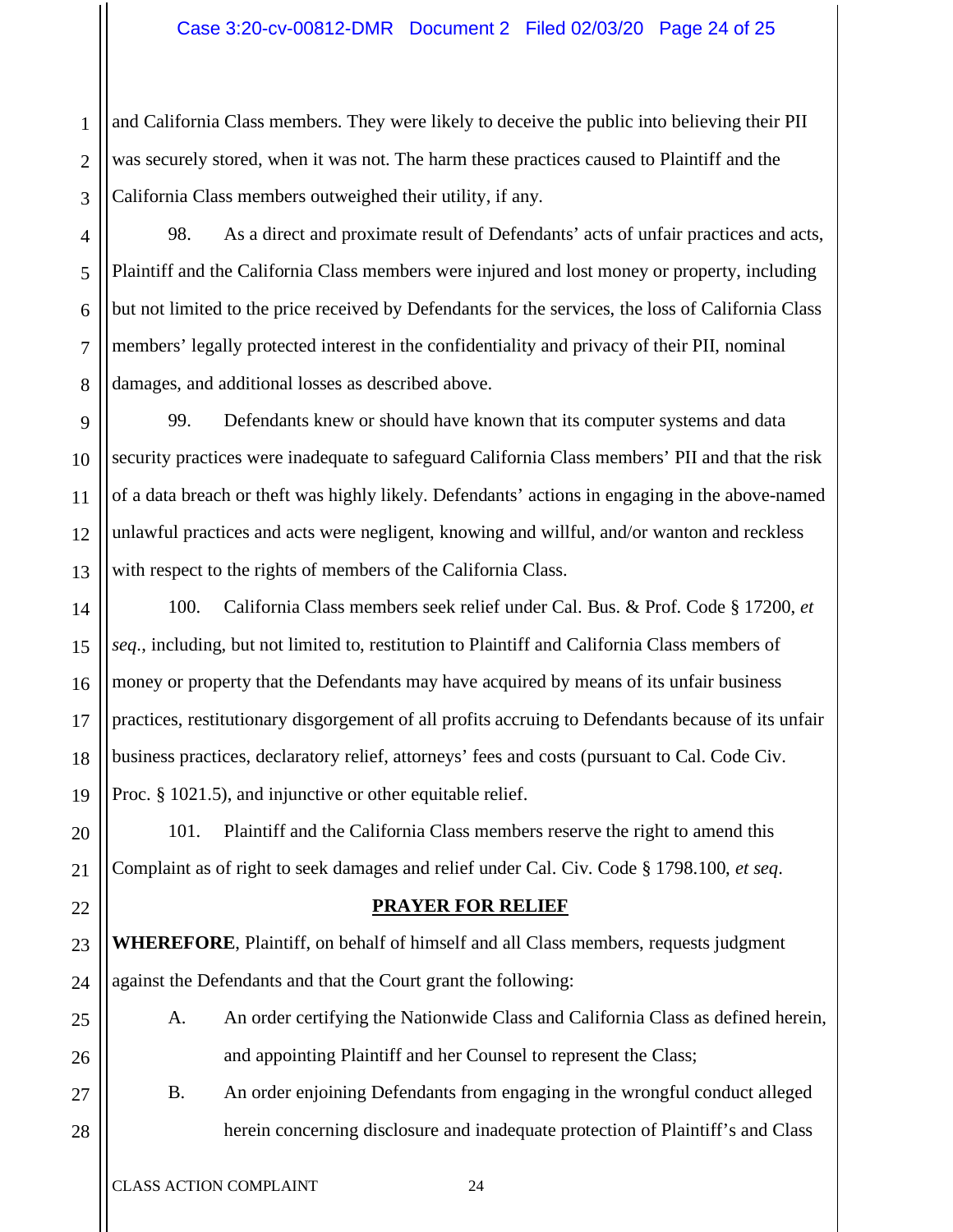and California Class members. They were likely to deceive the public into believing their PII was securely stored, when it was not. The harm these practices caused to Plaintiff and the California Class members outweighed their utility, if any.

98. As a direct and proximate result of Defendants' acts of unfair practices and acts, Plaintiff and the California Class members were injured and lost money or property, including but not limited to the price received by Defendants for the services, the loss of California Class members' legally protected interest in the confidentiality and privacy of their PII, nominal damages, and additional losses as described above.

99. Defendants knew or should have known that its computer systems and data security practices were inadequate to safeguard California Class members' PII and that the risk of a data breach or theft was highly likely. Defendants' actions in engaging in the above-named unlawful practices and acts were negligent, knowing and willful, and/or wanton and reckless with respect to the rights of members of the California Class.

100. California Class members seek relief under Cal. Bus. & Prof. Code § 17200, *et seq*., including, but not limited to, restitution to Plaintiff and California Class members of money or property that the Defendants may have acquired by means of its unfair business practices, restitutionary disgorgement of all profits accruing to Defendants because of its unfair business practices, declaratory relief, attorneys' fees and costs (pursuant to Cal. Code Civ. Proc. § 1021.5), and injunctive or other equitable relief.

101. Plaintiff and the California Class members reserve the right to amend this Complaint as of right to seek damages and relief under Cal. Civ. Code § 1798.100, *et seq*.

## PRAYER FOR RELIEF

**WHEREFORE**, Plaintiff, on behalf of himself and all Class members, requests judgment against the Defendants and that the Court grant the following:

A. An order certifying the Nationwide Class and California Class as defined herein, and appointing Plaintiff and her Counsel to represent the Class;

B. An order enjoining Defendants from engaging in the wrongful conduct alleged herein concerning disclosure and inadequate protection of Plaintiff's and Class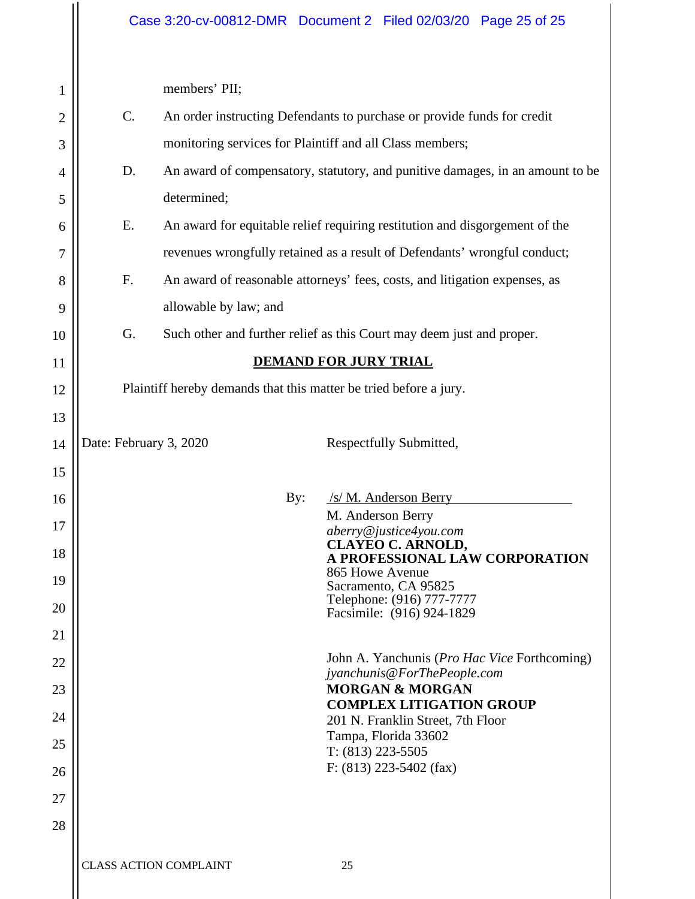members' PII;

C. An order instructing Defendants to purchase or provide funds for credit monitoring services for Plaintiff and all Class members;

D. An award of compensatory, statutory, and punitive damages, in an amount to be determined;

E. An award for equitable relief requiring restitution and disgorgement of the revenues wrongfully retained as a result of Defendants' wrongful conduct;

F. An award of reasonable attorneys' fees, costs, and litigation expenses, as allowable by law; and

G. Such other and further relief as this Court may deem just and proper.

**DEMAND FOR JURY TRIAL**

Plaintiff hereby demands that this matter be tried before a jury.

Date: February 3, 2020

Respectfully Submitted,

By: /s/ M. Anderson Berry

M. Anderson Berry
*aberry@justice4you.com*
**CLAYEO C. ARNOLD,**
**A PROFESSIONAL LAW CORPORATION**
865 Howe Avenue
Sacramento, CA 95825
Telephone: (916) 777-7777
Facsimile: (916) 924-1829

John A. Yanchunis (*Pro Hac Vice* Forthcoming)
*jyanchunis@ForThePeople.com*
**MORGAN & MORGAN**
**COMPLEX LITIGATION GROUP**
201 N. Franklin Street, 7th Floor
Tampa, Florida 33602
T: (813) 223-5505
F: (813) 223-5402 (fax)